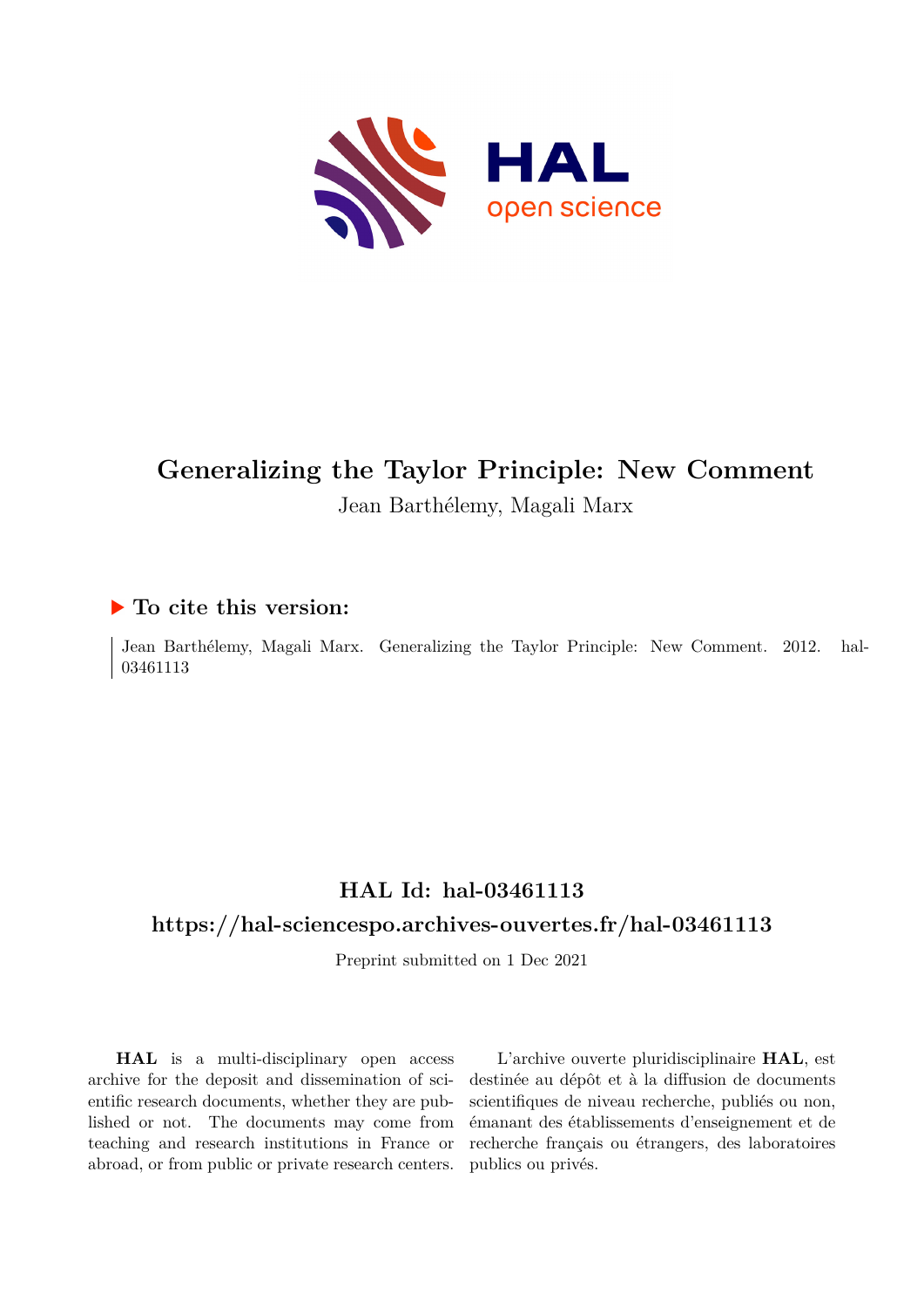# Generalizing the Taylor Principle: New Comment

Jean Barthélemy, Magali Marx

## ▶ To cite this version:

Jean Barthélemy, Magali Marx. Generalizing the Taylor Principle: New Comment. 2012. hal-03461113

## HAL Id: hal-03461113

## https://hal-sciencespo.archives-ouvertes.fr/hal-03461113

Preprint submitted on 1 Dec 2021

**HAL** is a multi-disciplinary open access archive for the deposit and dissemination of scientific research documents, whether they are published or not. The documents may come from teaching and research institutions in France or abroad, or from public or private research centers.

L'archive ouverte pluridisciplinaire **HAL**, est destinée au dépôt et à la diffusion de documents scientifiques de niveau recherche, publiés ou non, émanant des établissements d'enseignement et de recherche français ou étrangers, des laboratoires publics ou privés.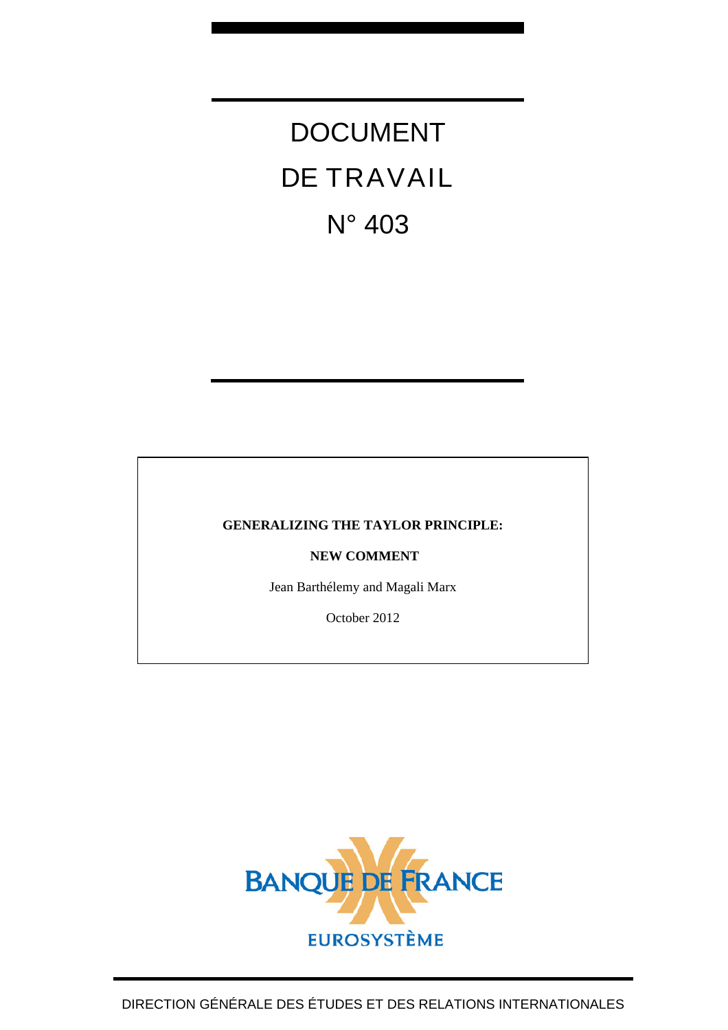# DOCUMENT DE TRAVAIL N° 403

**GENERALIZING THE TAYLOR PRINCIPLE:**

**NEW COMMENT**

Jean Barthélemy and Magali Marx

October 2012

BANQUE DE FRANCE

EUROSYSTÈME

DIRECTION GÉNÉRALE DES ÉTUDES ET DES RELATIONS INTERNATIONALES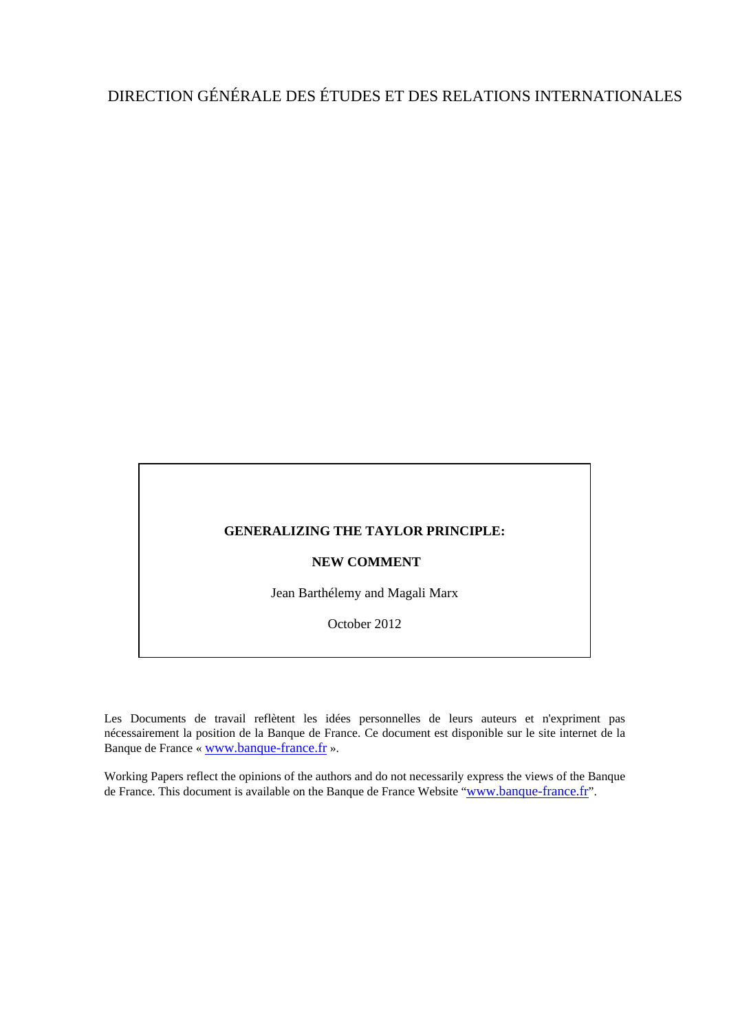DIRECTION GÉNÉRALE DES ÉTUDES ET DES RELATIONS INTERNATIONALES

**GENERALIZING THE TAYLOR PRINCIPLE:**

**NEW COMMENT**

Jean Barthélemy and Magali Marx

October 2012

Les Documents de travail reflètent les idées personnelles de leurs auteurs et n'expriment pas nécessairement la position de la Banque de France. Ce document est disponible sur le site internet de la Banque de France « www.banque-france.fr ».

Working Papers reflect the opinions of the authors and do not necessarily express the views of the Banque de France. This document is available on the Banque de France Website "www.banque-france.fr".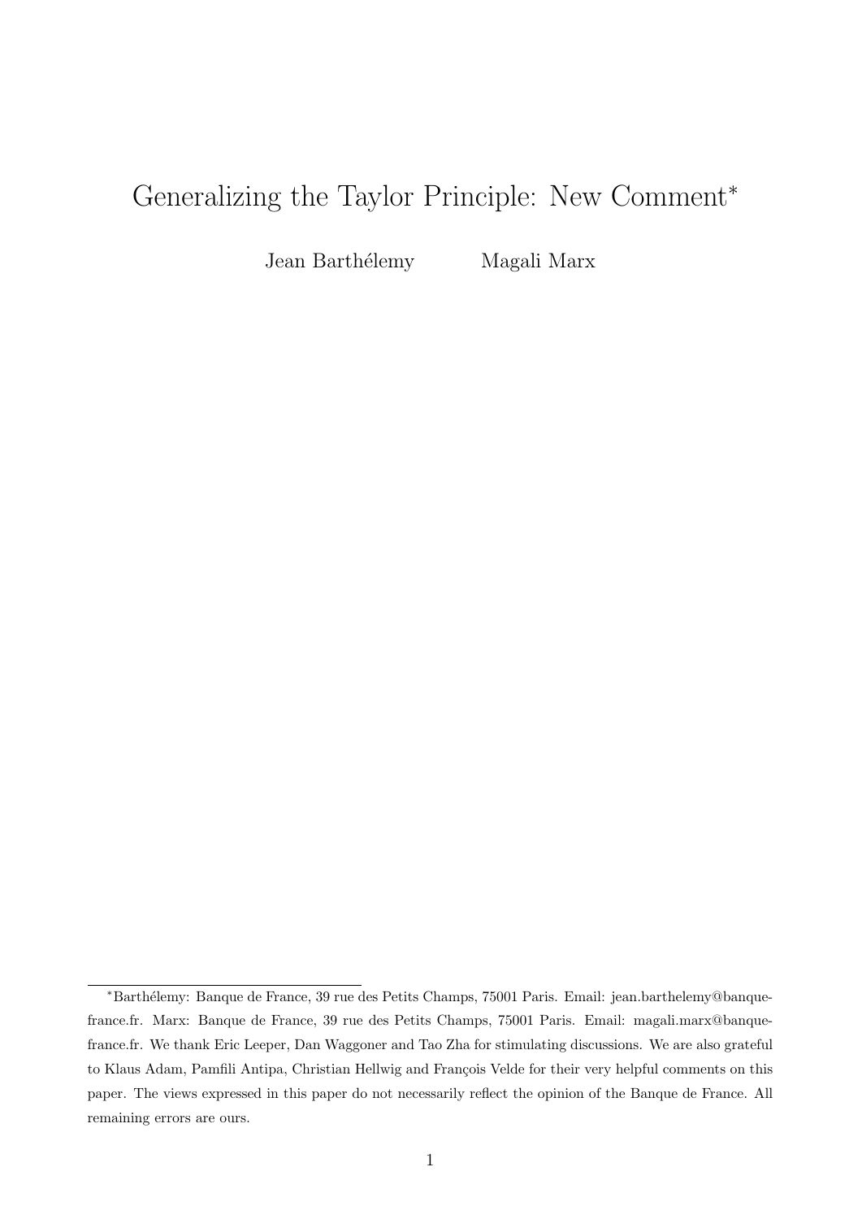# Generalizing the Taylor Principle: New Comment*

Jean Barthélemy    Magali Marx

*Barthélemy: Banque de France, 39 rue des Petits Champs, 75001 Paris. Email: jean.barthelemy@banque-france.fr. Marx: Banque de France, 39 rue des Petits Champs, 75001 Paris. Email: magali.marx@banque-france.fr. We thank Eric Leeper, Dan Waggoner and Tao Zha for stimulating discussions. We are also grateful to Klaus Adam, Pamfili Antipa, Christian Hellwig and François Velde for their very helpful comments on this paper. The views expressed in this paper do not necessarily reflect the opinion of the Banque de France. All remaining errors are ours.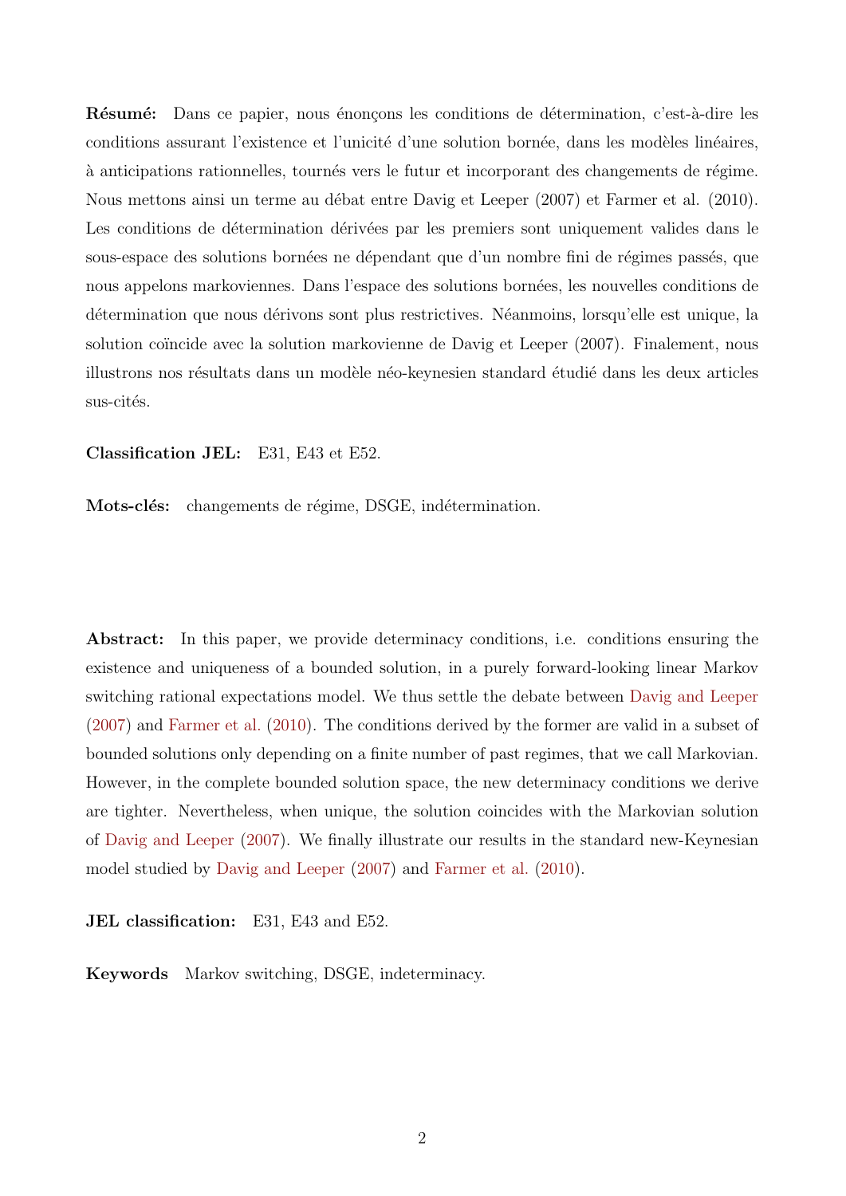**Résumé:** Dans ce papier, nous énonçons les conditions de détermination, c'est-à-dire les conditions assurant l'existence et l'unicité d'une solution bornée, dans les modèles linéaires, à anticipations rationnelles, tournés vers le futur et incorporant des changements de régime. Nous mettons ainsi un terme au débat entre Davig et Leeper (2007) et Farmer et al. (2010). Les conditions de détermination dérivées par les premiers sont uniquement valides dans le sous-espace des solutions bornées ne dépendant que d'un nombre fini de régimes passés, que nous appelons markoviennes. Dans l'espace des solutions bornées, les nouvelles conditions de détermination que nous dérivons sont plus restrictives. Néanmoins, lorsqu'elle est unique, la solution coïncide avec la solution markovienne de Davig et Leeper (2007). Finalement, nous illustrons nos résultats dans un modèle néo-keynesien standard étudié dans les deux articles sus-cités.

**Classification JEL:** E31, E43 et E52.

**Mots-clés:** changements de régime, DSGE, indétermination.

**Abstract:** In this paper, we provide determinacy conditions, i.e. conditions ensuring the existence and uniqueness of a bounded solution, in a purely forward-looking linear Markov switching rational expectations model. We thus settle the debate between Davig and Leeper (2007) and Farmer et al. (2010). The conditions derived by the former are valid in a subset of bounded solutions only depending on a finite number of past regimes, that we call Markovian. However, in the complete bounded solution space, the new determinacy conditions we derive are tighter. Nevertheless, when unique, the solution coincides with the Markovian solution of Davig and Leeper (2007). We finally illustrate our results in the standard new-Keynesian model studied by Davig and Leeper (2007) and Farmer et al. (2010).

**JEL classification:** E31, E43 and E52.

**Keywords** Markov switching, DSGE, indeterminacy.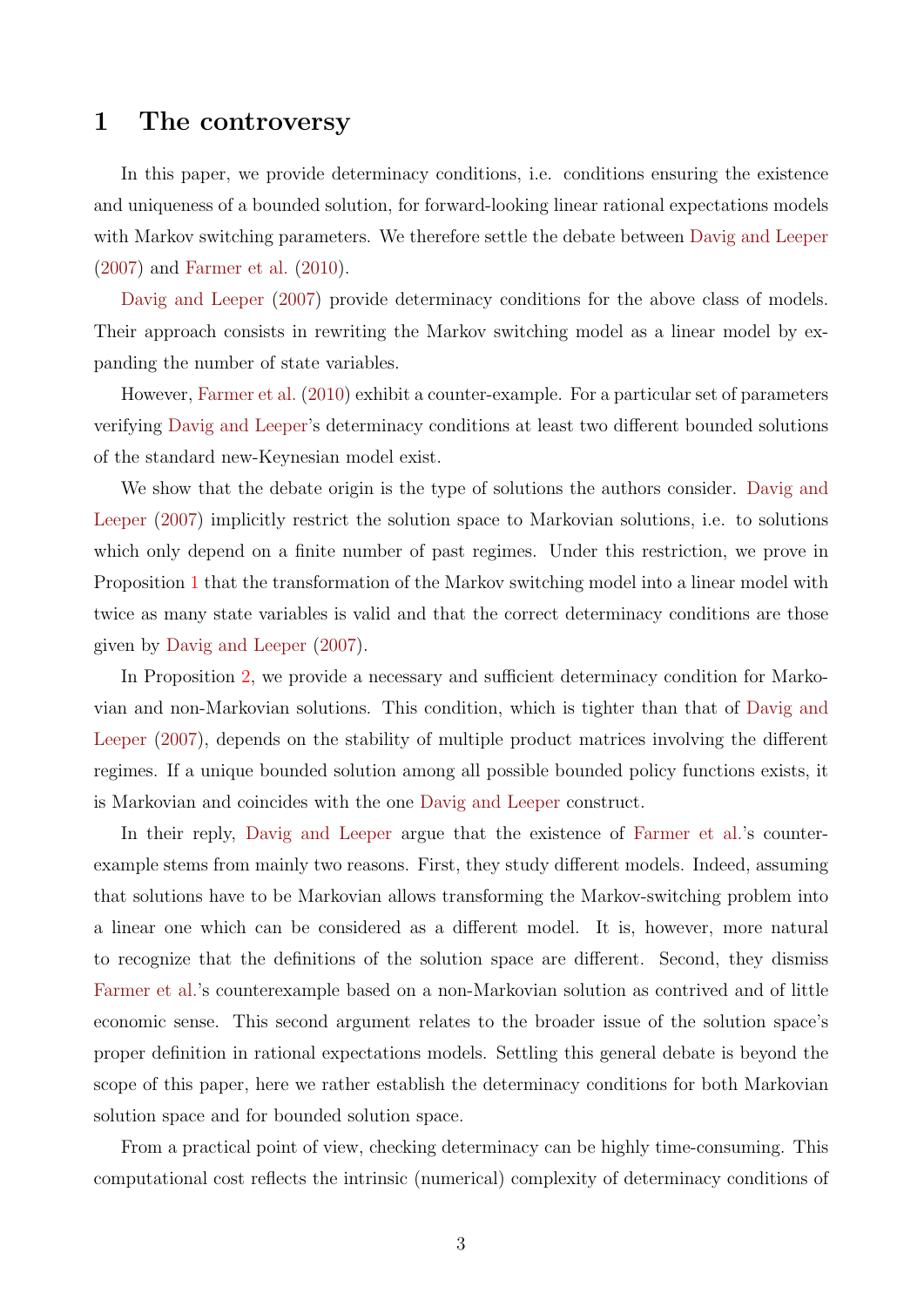# 1 The controversy

In this paper, we provide determinacy conditions, i.e. conditions ensuring the existence and uniqueness of a bounded solution, for forward-looking linear rational expectations models with Markov switching parameters. We therefore settle the debate between Davig and Leeper (2007) and Farmer et al. (2010).

Davig and Leeper (2007) provide determinacy conditions for the above class of models. Their approach consists in rewriting the Markov switching model as a linear model by expanding the number of state variables.

However, Farmer et al. (2010) exhibit a counter-example. For a particular set of parameters verifying Davig and Leeper's determinacy conditions at least two different bounded solutions of the standard new-Keynesian model exist.

We show that the debate origin is the type of solutions the authors consider. Davig and Leeper (2007) implicitly restrict the solution space to Markovian solutions, i.e. to solutions which only depend on a finite number of past regimes. Under this restriction, we prove in Proposition 1 that the transformation of the Markov switching model into a linear model with twice as many state variables is valid and that the correct determinacy conditions are those given by Davig and Leeper (2007).

In Proposition 2, we provide a necessary and sufficient determinacy condition for Markovian and non-Markovian solutions. This condition, which is tighter than that of Davig and Leeper (2007), depends on the stability of multiple product matrices involving the different regimes. If a unique bounded solution among all possible bounded policy functions exists, it is Markovian and coincides with the one Davig and Leeper construct.

In their reply, Davig and Leeper argue that the existence of Farmer et al.'s counter-example stems from mainly two reasons. First, they study different models. Indeed, assuming that solutions have to be Markovian allows transforming the Markov-switching problem into a linear one which can be considered as a different model. It is, however, more natural to recognize that the definitions of the solution space are different. Second, they dismiss Farmer et al.'s counterexample based on a non-Markovian solution as contrived and of little economic sense. This second argument relates to the broader issue of the solution space's proper definition in rational expectations models. Settling this general debate is beyond the scope of this paper, here we rather establish the determinacy conditions for both Markovian solution space and for bounded solution space.

From a practical point of view, checking determinacy can be highly time-consuming. This computational cost reflects the intrinsic (numerical) complexity of determinacy conditions of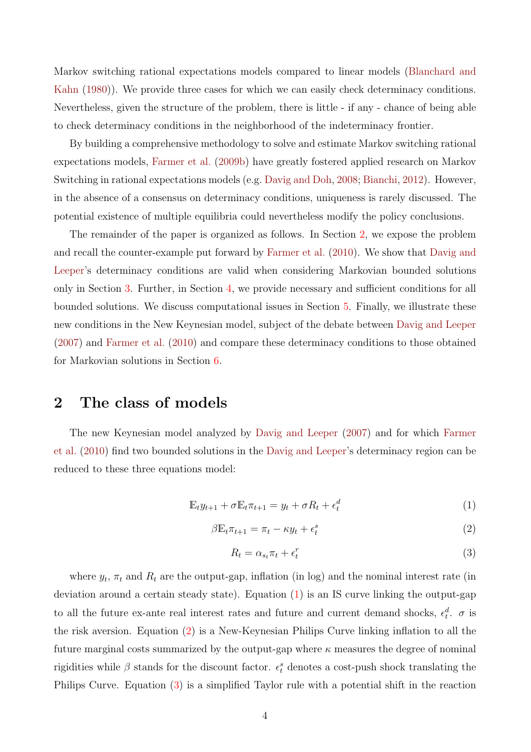Markov switching rational expectations models compared to linear models (Blanchard and Kahn (1980)). We provide three cases for which we can easily check determinacy conditions. Nevertheless, given the structure of the problem, there is little - if any - chance of being able to check determinacy conditions in the neighborhood of the indeterminacy frontier.

By building a comprehensive methodology to solve and estimate Markov switching rational expectations models, Farmer et al. (2009b) have greatly fostered applied research on Markov Switching in rational expectations models (e.g. Davig and Doh, 2008; Bianchi, 2012). However, in the absence of a consensus on determinacy conditions, uniqueness is rarely discussed. The potential existence of multiple equilibria could nevertheless modify the policy conclusions.

The remainder of the paper is organized as follows. In Section 2, we expose the problem and recall the counter-example put forward by Farmer et al. (2010). We show that Davig and Leeper's determinacy conditions are valid when considering Markovian bounded solutions only in Section 3. Further, in Section 4, we provide necessary and sufficient conditions for all bounded solutions. We discuss computational issues in Section 5. Finally, we illustrate these new conditions in the New Keynesian model, subject of the debate between Davig and Leeper (2007) and Farmer et al. (2010) and compare these determinacy conditions to those obtained for Markovian solutions in Section 6.

## 2 The class of models

The new Keynesian model analyzed by Davig and Leeper (2007) and for which Farmer et al. (2010) find two bounded solutions in the Davig and Leeper's determinacy region can be reduced to these three equations model:

$$\mathbb{E}_t y_{t+1} + \sigma \mathbb{E}_t \pi_{t+1} = y_t + \sigma R_t + \epsilon_t^d \tag{1}$$

$$\beta \mathbb{E}_t \pi_{t+1} = \pi_t - \kappa y_t + \epsilon_t^s \tag{2}$$

$$R_t = \alpha_{s_t} \pi_t + \epsilon_t^r \tag{3}$$

where $y_t$, $\pi_t$ and $R_t$ are the output-gap, inflation (in log) and the nominal interest rate (in deviation around a certain steady state). Equation (1) is an IS curve linking the output-gap to all the future ex-ante real interest rates and future and current demand shocks, $\epsilon_t^d$. $\sigma$ is the risk aversion. Equation (2) is a New-Keynesian Philips Curve linking inflation to all the future marginal costs summarized by the output-gap where $\kappa$ measures the degree of nominal rigidities while $\beta$ stands for the discount factor. $\epsilon_t^s$ denotes a cost-push shock translating the Philips Curve. Equation (3) is a simplified Taylor rule with a potential shift in the reaction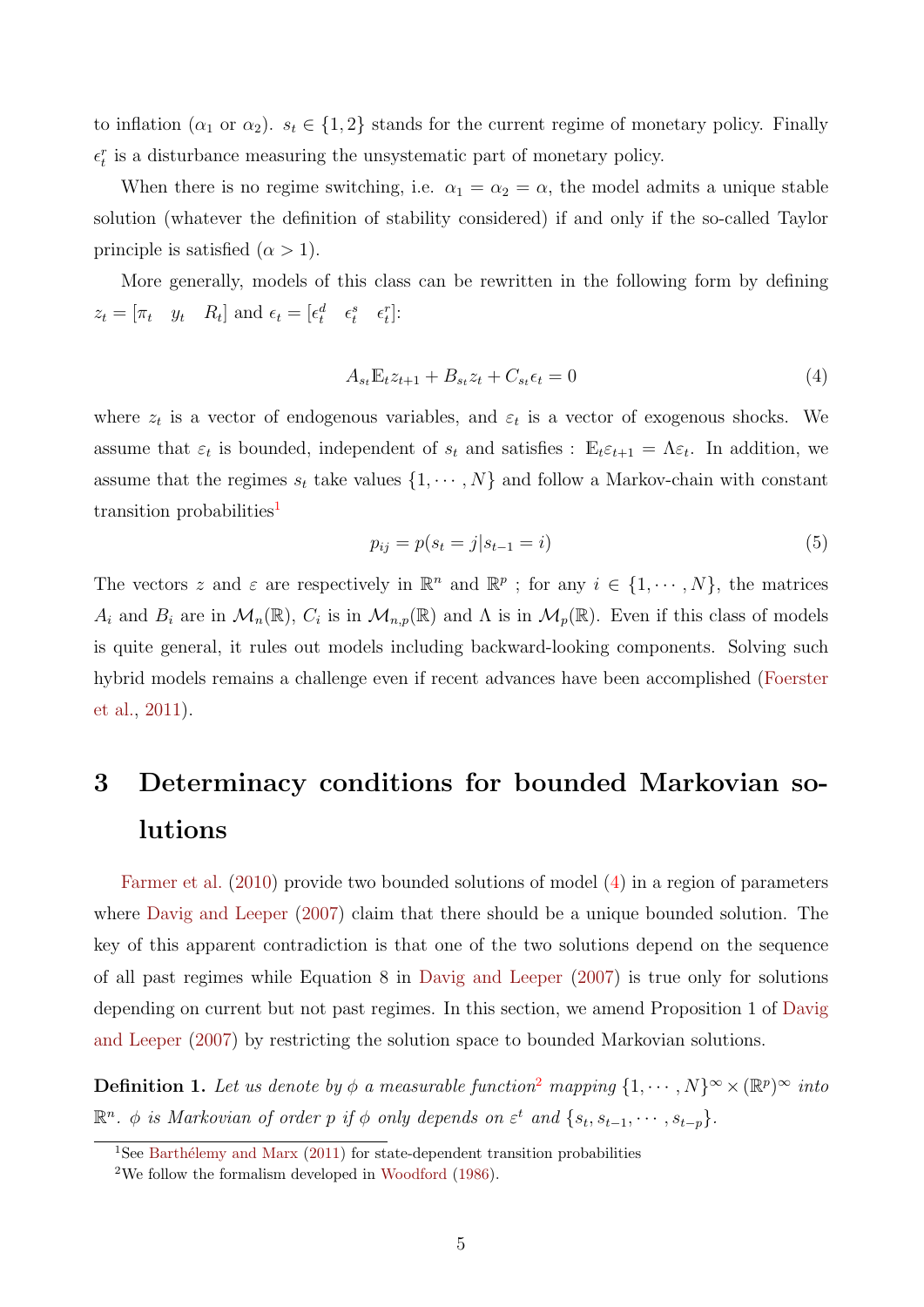to inflation ($\alpha_1$ or $\alpha_2$). $s_t \in \{1, 2\}$ stands for the current regime of monetary policy. Finally $\epsilon_t^r$ is a disturbance measuring the unsystematic part of monetary policy.

When there is no regime switching, i.e. $\alpha_1 = \alpha_2 = \alpha$, the model admits a unique stable solution (whatever the definition of stability considered) if and only if the so-called Taylor principle is satisfied ($\alpha > 1$).

More generally, models of this class can be rewritten in the following form by defining $z_t = [\pi_t \quad y_t \quad R_t]$ and $\epsilon_t = [\epsilon_t^d \quad \epsilon_t^s \quad \epsilon_t^r]$:

$$A_{s_t}\mathbb{E}_t z_{t+1} + B_{s_t} z_t + C_{s_t}\epsilon_t = 0 \tag{4}$$

where $z_t$ is a vector of endogenous variables, and $\varepsilon_t$ is a vector of exogenous shocks. We assume that $\varepsilon_t$ is bounded, independent of $s_t$ and satisfies : $\mathbb{E}_t\varepsilon_{t+1} = \Lambda\varepsilon_t$. In addition, we assume that the regimes $s_t$ take values $\{1, \cdots, N\}$ and follow a Markov-chain with constant transition probabilities[1]

$$p_{ij} = p(s_t = j | s_{t-1} = i) \tag{5}$$

The vectors $z$ and $\varepsilon$ are respectively in $\mathbb{R}^n$ and $\mathbb{R}^p$ ; for any $i \in \{1, \cdots, N\}$, the matrices $A_i$ and $B_i$ are in $\mathcal{M}_n(\mathbb{R})$, $C_i$ is in $\mathcal{M}_{n,p}(\mathbb{R})$ and $\Lambda$ is in $\mathcal{M}_p(\mathbb{R})$. Even if this class of models is quite general, it rules out models including backward-looking components. Solving such hybrid models remains a challenge even if recent advances have been accomplished (Foerster et al., 2011).

# 3 Determinacy conditions for bounded Markovian solutions

Farmer et al. (2010) provide two bounded solutions of model (4) in a region of parameters where Davig and Leeper (2007) claim that there should be a unique bounded solution. The key of this apparent contradiction is that one of the two solutions depend on the sequence of all past regimes while Equation 8 in Davig and Leeper (2007) is true only for solutions depending on current but not past regimes. In this section, we amend Proposition 1 of Davig and Leeper (2007) by restricting the solution space to bounded Markovian solutions.

**Definition 1.** *Let us denote by $\phi$ a measurable function*[2] *mapping $\{1, \cdots, N\}^\infty \times (\mathbb{R}^p)^\infty$ into $\mathbb{R}^n$. $\phi$ is Markovian of order $p$ if $\phi$ only depends on $\varepsilon^t$ and $\{s_t, s_{t-1}, \cdots, s_{t-p}\}$.*

---

[1] See Barthélemy and Marx (2011) for state-dependent transition probabilities

[2] We follow the formalism developed in Woodford (1986).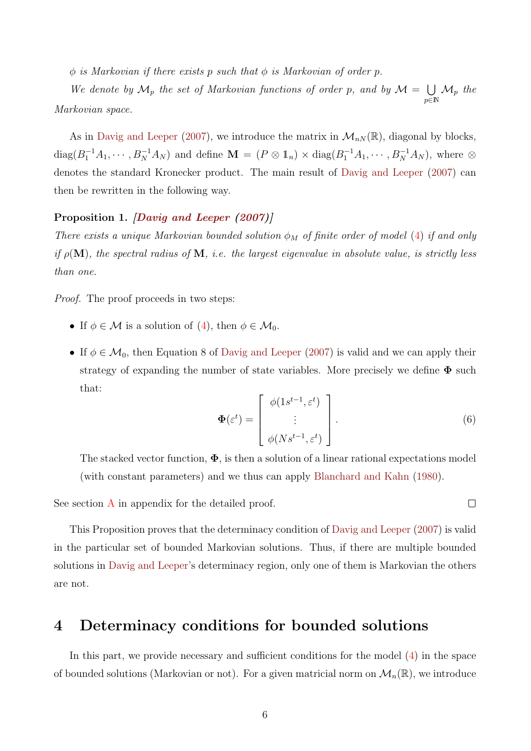*$\phi$ is Markovian if there exists $p$ such that $\phi$ is Markovian of order $p$.*

*We denote by $\mathcal{M}_p$ the set of Markovian functions of order $p$, and by $\mathcal{M} = \bigcup_{p \in \mathbb{N}} \mathcal{M}_p$ the Markovian space.*

As in Davig and Leeper (2007), we introduce the matrix in $\mathcal{M}_{nN}(\mathbb{R})$, diagonal by blocks, $\text{diag}(B_1^{-1}A_1, \cdots, B_N^{-1}A_N)$ and define $\mathbf{M} = (P \otimes \mathbb{1}_n) \times \text{diag}(B_1^{-1}A_1, \cdots, B_N^{-1}A_N)$, where $\otimes$ denotes the standard Kronecker product. The main result of Davig and Leeper (2007) can then be rewritten in the following way.

**Proposition 1.** ***[Davig and Leeper (2007)]***
*There exists a unique Markovian bounded solution $\phi_M$ of finite order of model (4) if and only if $\rho(\mathbf{M})$, the spectral radius of $\mathbf{M}$, i.e. the largest eigenvalue in absolute value, is strictly less than one.*

*Proof.* The proof proceeds in two steps:

- If $\phi \in \mathcal{M}$ is a solution of (4), then $\phi \in \mathcal{M}_0$.
- If $\phi \in \mathcal{M}_0$, then Equation 8 of Davig and Leeper (2007) is valid and we can apply their strategy of expanding the number of state variables. More precisely we define $\mathbf{\Phi}$ such that:

$$\mathbf{\Phi}(\varepsilon^t) = \begin{bmatrix} \phi(1s^{t-1}, \varepsilon^t) \\ \vdots \\ \phi(Ns^{t-1}, \varepsilon^t) \end{bmatrix}. \tag{6}$$

  The stacked vector function, $\mathbf{\Phi}$, is then a solution of a linear rational expectations model (with constant parameters) and we thus can apply Blanchard and Kahn (1980).

See section A in appendix for the detailed proof. □

This Proposition proves that the determinacy condition of Davig and Leeper (2007) is valid in the particular set of bounded Markovian solutions. Thus, if there are multiple bounded solutions in Davig and Leeper's determinacy region, only one of them is Markovian the others are not.

# 4 Determinacy conditions for bounded solutions

In this part, we provide necessary and sufficient conditions for the model (4) in the space of bounded solutions (Markovian or not). For a given matricial norm on $\mathcal{M}_n(\mathbb{R})$, we introduce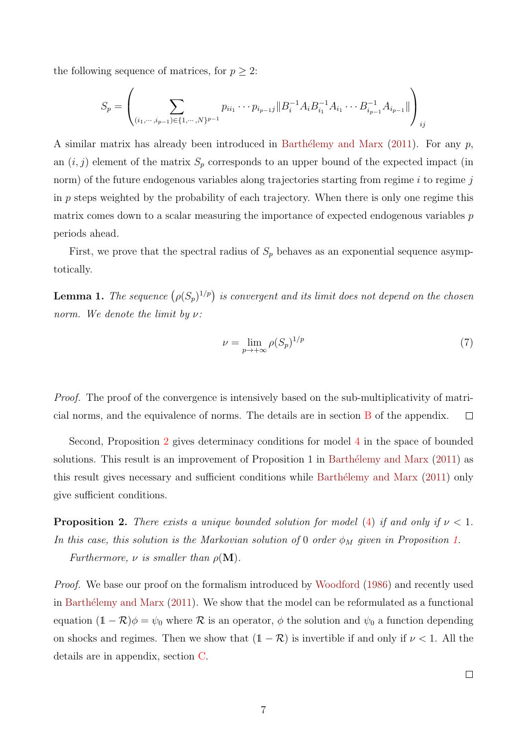the following sequence of matrices, for $p \geq 2$:

$$S_p = \left( \sum_{(i_1,\cdots,i_{p-1})\in\{1,\cdots,N\}^{p-1}} p_{ii_1}\cdots p_{i_{p-1}j} \| B_i^{-1}A_i B_{i_1}^{-1}A_{i_1}\cdots B_{i_{p-1}}^{-1}A_{i_{p-1}} \| \right)_{ij}$$

A similar matrix has already been introduced in Barthélemy and Marx (2011). For any $p$, an $(i, j)$ element of the matrix $S_p$ corresponds to an upper bound of the expected impact (in norm) of the future endogenous variables along trajectories starting from regime $i$ to regime $j$ in $p$ steps weighted by the probability of each trajectory. When there is only one regime this matrix comes down to a scalar measuring the importance of expected endogenous variables $p$ periods ahead.

First, we prove that the spectral radius of $S_p$ behaves as an exponential sequence asymptotically.

**Lemma 1.** *The sequence $\left(\rho(S_p)^{1/p}\right)$ is convergent and its limit does not depend on the chosen norm. We denote the limit by $\nu$:*

$$\nu = \lim_{p\to+\infty} \rho(S_p)^{1/p} \tag{7}$$

*Proof.* The proof of the convergence is intensively based on the sub-multiplicativity of matricial norms, and the equivalence of norms. The details are in section B of the appendix. □

Second, Proposition 2 gives determinacy conditions for model 4 in the space of bounded solutions. This result is an improvement of Proposition 1 in Barthélemy and Marx (2011) as this result gives necessary and sufficient conditions while Barthélemy and Marx (2011) only give sufficient conditions.

**Proposition 2.** *There exists a unique bounded solution for model (4) if and only if $\nu < 1$. In this case, this solution is the Markovian solution of 0 order $\phi_M$ given in Proposition 1.*

*Furthermore, $\nu$ is smaller than $\rho(\mathbf{M})$.*

*Proof.* We base our proof on the formalism introduced by Woodford (1986) and recently used in Barthélemy and Marx (2011). We show that the model can be reformulated as a functional equation $(\mathbb{1} - \mathcal{R})\phi = \psi_0$ where $\mathcal{R}$ is an operator, $\phi$ the solution and $\psi_0$ a function depending on shocks and regimes. Then we show that $(\mathbb{1} - \mathcal{R})$ is invertible if and only if $\nu < 1$. All the details are in appendix, section C.

□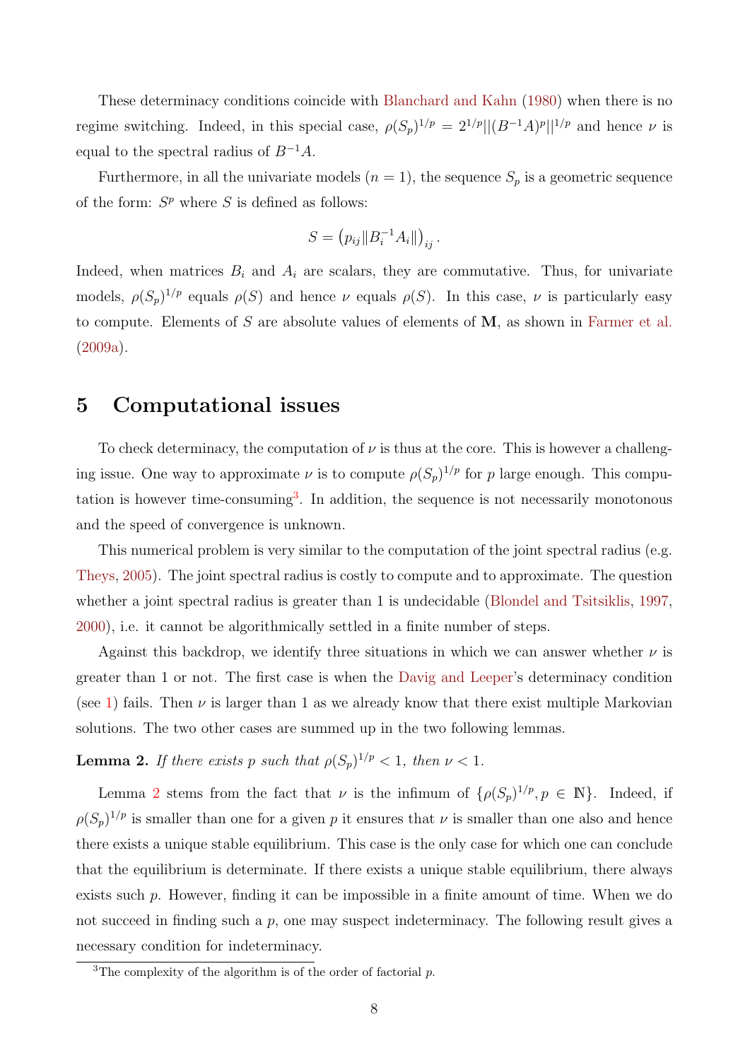These determinacy conditions coincide with Blanchard and Kahn (1980) when there is no regime switching. Indeed, in this special case, $\rho(S_p)^{1/p} = 2^{1/p}||(B^{-1}A)^p||^{1/p}$ and hence $\nu$ is equal to the spectral radius of $B^{-1}A$.

Furthermore, in all the univariate models ($n = 1$), the sequence $S_p$ is a geometric sequence of the form: $S^p$ where $S$ is defined as follows:

$$S = \left(p_{ij}\|B_i^{-1}A_i\|\right)_{ij}.$$

Indeed, when matrices $B_i$ and $A_i$ are scalars, they are commutative. Thus, for univariate models, $\rho(S_p)^{1/p}$ equals $\rho(S)$ and hence $\nu$ equals $\rho(S)$. In this case, $\nu$ is particularly easy to compute. Elements of $S$ are absolute values of elements of $\mathbf{M}$, as shown in Farmer et al. (2009a).

# 5 Computational issues

To check determinacy, the computation of $\nu$ is thus at the core. This is however a challenging issue. One way to approximate $\nu$ is to compute $\rho(S_p)^{1/p}$ for $p$ large enough. This computation is however time-consuming[3]. In addition, the sequence is not necessarily monotonous and the speed of convergence is unknown.

This numerical problem is very similar to the computation of the joint spectral radius (e.g. Theys, 2005). The joint spectral radius is costly to compute and to approximate. The question whether a joint spectral radius is greater than 1 is undecidable (Blondel and Tsitsiklis, 1997, 2000), i.e. it cannot be algorithmically settled in a finite number of steps.

Against this backdrop, we identify three situations in which we can answer whether $\nu$ is greater than 1 or not. The first case is when the Davig and Leeper's determinacy condition (see 1) fails. Then $\nu$ is larger than 1 as we already know that there exist multiple Markovian solutions. The two other cases are summed up in the two following lemmas.

**Lemma 2.** *If there exists $p$ such that $\rho(S_p)^{1/p} < 1$, then $\nu < 1$.*

Lemma 2 stems from the fact that $\nu$ is the infimum of $\{\rho(S_p)^{1/p}, p \in \mathbb{N}\}$. Indeed, if $\rho(S_p)^{1/p}$ is smaller than one for a given $p$ it ensures that $\nu$ is smaller than one also and hence there exists a unique stable equilibrium. This case is the only case for which one can conclude that the equilibrium is determinate. If there exists a unique stable equilibrium, there always exists such $p$. However, finding it can be impossible in a finite amount of time. When we do not succeed in finding such a $p$, one may suspect indeterminacy. The following result gives a necessary condition for indeterminacy.

[3] The complexity of the algorithm is of the order of factorial $p$.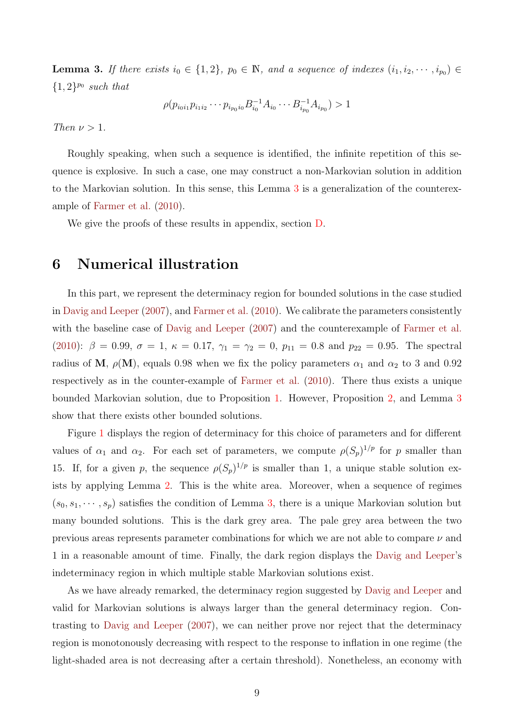**Lemma 3.** *If there exists $i_0 \in \{1,2\}$, $p_0 \in \mathbb{N}$, and a sequence of indexes $(i_1, i_2, \cdots, i_{p_0}) \in \{1,2\}^{p_0}$ such that*

$$\rho(p_{i_0 i_1} p_{i_1 i_2} \cdots p_{i_{p_0} i_0} B_{i_0}^{-1} A_{i_0} \cdots B_{i_{p_0}}^{-1} A_{i_{p_0}}) > 1$$

*Then $\nu > 1$.*

Roughly speaking, when such a sequence is identified, the infinite repetition of this sequence is explosive. In such a case, one may construct a non-Markovian solution in addition to the Markovian solution. In this sense, this Lemma 3 is a generalization of the counterexample of Farmer et al. (2010).

We give the proofs of these results in appendix, section D.

# 6 Numerical illustration

In this part, we represent the determinacy region for bounded solutions in the case studied in Davig and Leeper (2007), and Farmer et al. (2010). We calibrate the parameters consistently with the baseline case of Davig and Leeper (2007) and the counterexample of Farmer et al. (2010): $\beta = 0.99$, $\sigma = 1$, $\kappa = 0.17$, $\gamma_1 = \gamma_2 = 0$, $p_{11} = 0.8$ and $p_{22} = 0.95$. The spectral radius of $\mathbf{M}$, $\rho(\mathbf{M})$, equals 0.98 when we fix the policy parameters $\alpha_1$ and $\alpha_2$ to 3 and 0.92 respectively as in the counter-example of Farmer et al. (2010). There thus exists a unique bounded Markovian solution, due to Proposition 1. However, Proposition 2, and Lemma 3 show that there exists other bounded solutions.

Figure 1 displays the region of determinacy for this choice of parameters and for different values of $\alpha_1$ and $\alpha_2$. For each set of parameters, we compute $\rho(S_p)^{1/p}$ for $p$ smaller than 15. If, for a given $p$, the sequence $\rho(S_p)^{1/p}$ is smaller than 1, a unique stable solution exists by applying Lemma 2. This is the white area. Moreover, when a sequence of regimes $(s_0, s_1, \cdots, s_p)$ satisfies the condition of Lemma 3, there is a unique Markovian solution but many bounded solutions. This is the dark grey area. The pale grey area between the two previous areas represents parameter combinations for which we are not able to compare $\nu$ and 1 in a reasonable amount of time. Finally, the dark region displays the Davig and Leeper's indeterminacy region in which multiple stable Markovian solutions exist.

As we have already remarked, the determinacy region suggested by Davig and Leeper and valid for Markovian solutions is always larger than the general determinacy region. Contrasting to Davig and Leeper (2007), we can neither prove nor reject that the determinacy region is monotonously decreasing with respect to the response to inflation in one regime (the light-shaded area is not decreasing after a certain threshold). Nonetheless, an economy with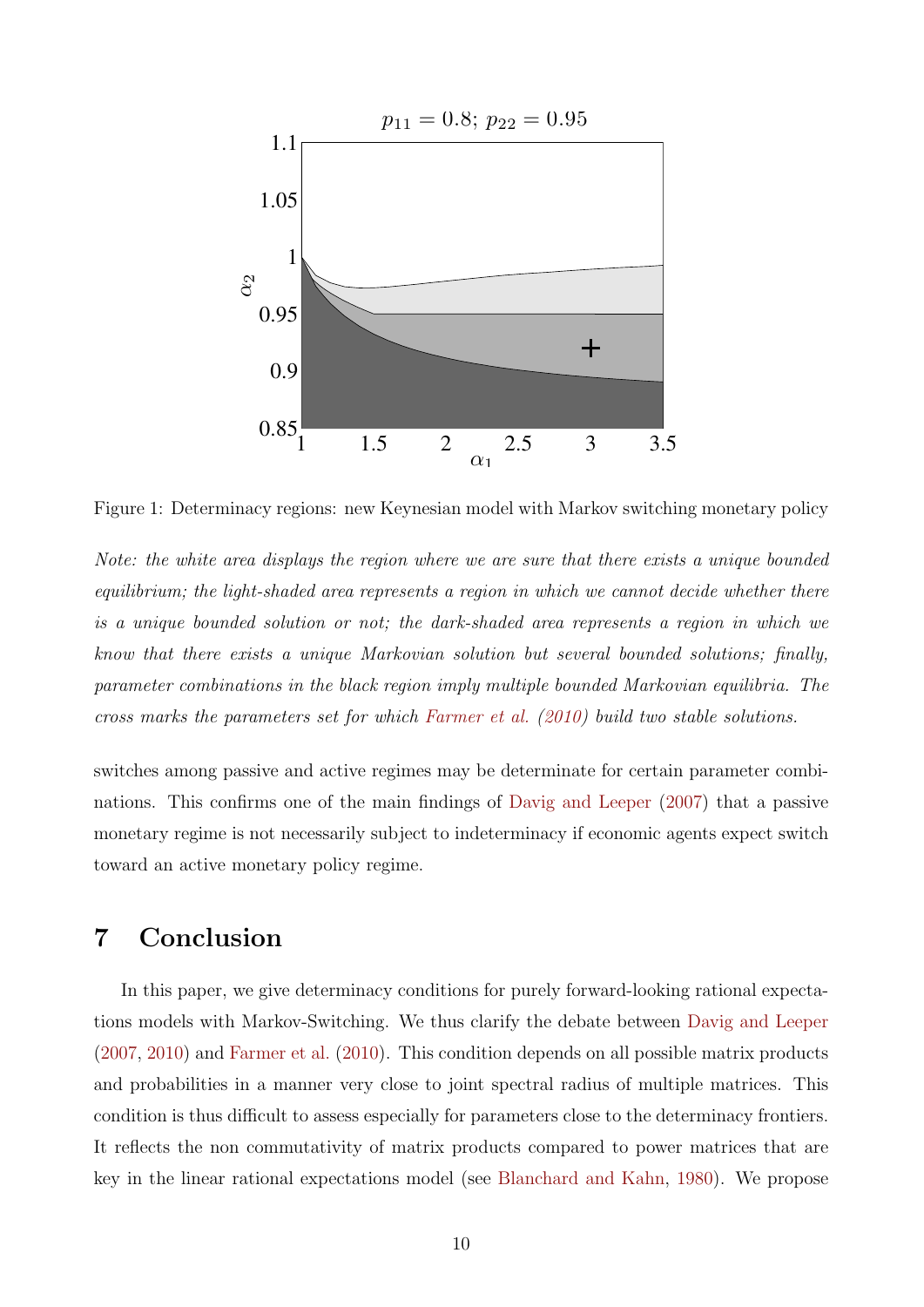Figure 1: Determinacy regions: new Keynesian model with Markov switching monetary policy

*Note: the white area displays the region where we are sure that there exists a unique bounded equilibrium; the light-shaded area represents a region in which we cannot decide whether there is a unique bounded solution or not; the dark-shaded area represents a region in which we know that there exists a unique Markovian solution but several bounded solutions; finally, parameter combinations in the black region imply multiple bounded Markovian equilibria. The cross marks the parameters set for which Farmer et al. (2010) build two stable solutions.*

switches among passive and active regimes may be determinate for certain parameter combinations. This confirms one of the main findings of Davig and Leeper (2007) that a passive monetary regime is not necessarily subject to indeterminacy if economic agents expect switch toward an active monetary policy regime.

# 7 Conclusion

In this paper, we give determinacy conditions for purely forward-looking rational expectations models with Markov-Switching. We thus clarify the debate between Davig and Leeper (2007, 2010) and Farmer et al. (2010). This condition depends on all possible matrix products and probabilities in a manner very close to joint spectral radius of multiple matrices. This condition is thus difficult to assess especially for parameters close to the determinacy frontiers. It reflects the non commutativity of matrix products compared to power matrices that are key in the linear rational expectations model (see Blanchard and Kahn, 1980). We propose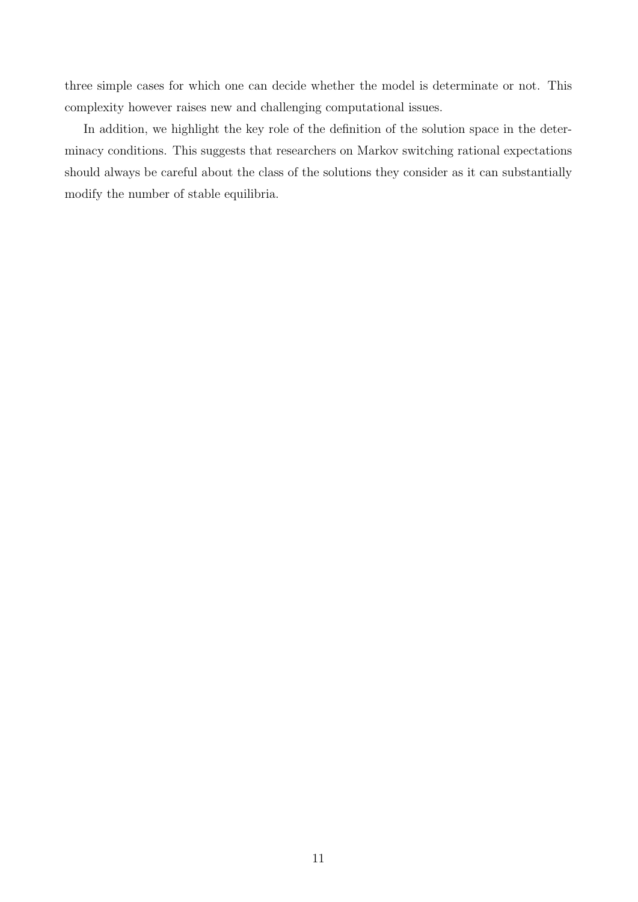three simple cases for which one can decide whether the model is determinate or not. This complexity however raises new and challenging computational issues.

In addition, we highlight the key role of the definition of the solution space in the determinacy conditions. This suggests that researchers on Markov switching rational expectations should always be careful about the class of the solutions they consider as it can substantially modify the number of stable equilibria.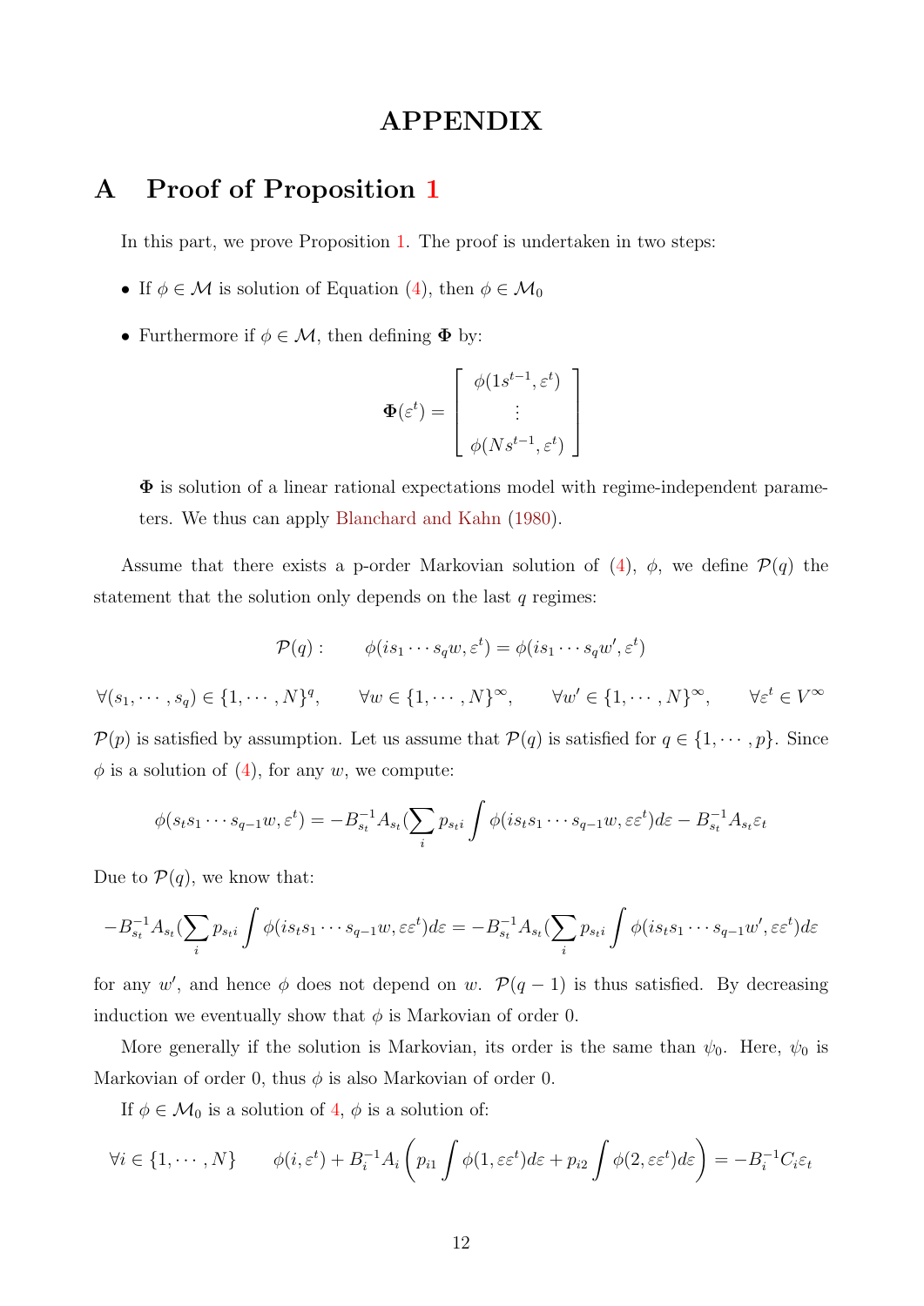# APPENDIX

## A Proof of Proposition 1

In this part, we prove Proposition 1. The proof is undertaken in two steps:

- If $\phi \in \mathcal{M}$ is solution of Equation (4), then $\phi \in \mathcal{M}_0$
- Furthermore if $\phi \in \mathcal{M}$, then defining $\mathbf{\Phi}$ by:

$$\mathbf{\Phi}(\varepsilon^t) = \begin{bmatrix} \phi(1s^{t-1}, \varepsilon^t) \\ \vdots \\ \phi(Ns^{t-1}, \varepsilon^t) \end{bmatrix}$$

  $\mathbf{\Phi}$ is solution of a linear rational expectations model with regime-independent parameters. We thus can apply Blanchard and Kahn (1980).

Assume that there exists a p-order Markovian solution of (4), $\phi$, we define $\mathcal{P}(q)$ the statement that the solution only depends on the last $q$ regimes:

$$\mathcal{P}(q): \qquad \phi(is_1 \cdots s_q w, \varepsilon^t) = \phi(is_1 \cdots s_q w', \varepsilon^t)$$

$$\forall (s_1, \cdots, s_q) \in \{1, \cdots, N\}^q, \qquad \forall w \in \{1, \cdots, N\}^\infty, \qquad \forall w' \in \{1, \cdots, N\}^\infty, \qquad \forall \varepsilon^t \in V^\infty$$

$\mathcal{P}(p)$ is satisfied by assumption. Let us assume that $\mathcal{P}(q)$ is satisfied for $q \in \{1, \cdots, p\}$. Since $\phi$ is a solution of (4), for any $w$, we compute:

$$\phi(s_t s_1 \cdots s_{q-1} w, \varepsilon^t) = -B_{s_t}^{-1} A_{s_t} (\sum_i p_{s_t i} \int \phi(is_t s_1 \cdots s_{q-1} w, \varepsilon \varepsilon^t) d\varepsilon - B_{s_t}^{-1} A_{s_t} \varepsilon_t$$

Due to $\mathcal{P}(q)$, we know that:

$$-B_{s_t}^{-1} A_{s_t} (\sum_i p_{s_t i} \int \phi(is_t s_1 \cdots s_{q-1} w, \varepsilon \varepsilon^t) d\varepsilon = -B_{s_t}^{-1} A_{s_t} (\sum_i p_{s_t i} \int \phi(is_t s_1 \cdots s_{q-1} w', \varepsilon \varepsilon^t) d\varepsilon$$

for any $w'$, and hence $\phi$ does not depend on $w$. $\mathcal{P}(q-1)$ is thus satisfied. By decreasing induction we eventually show that $\phi$ is Markovian of order 0.

More generally if the solution is Markovian, its order is the same than $\psi_0$. Here, $\psi_0$ is Markovian of order 0, thus $\phi$ is also Markovian of order 0.

If $\phi \in \mathcal{M}_0$ is a solution of 4, $\phi$ is a solution of:

$$\forall i \in \{1, \cdots, N\} \qquad \phi(i, \varepsilon^t) + B_i^{-1} A_i \left( p_{i1} \int \phi(1, \varepsilon \varepsilon^t) d\varepsilon + p_{i2} \int \phi(2, \varepsilon \varepsilon^t) d\varepsilon \right) = -B_i^{-1} C_i \varepsilon_t$$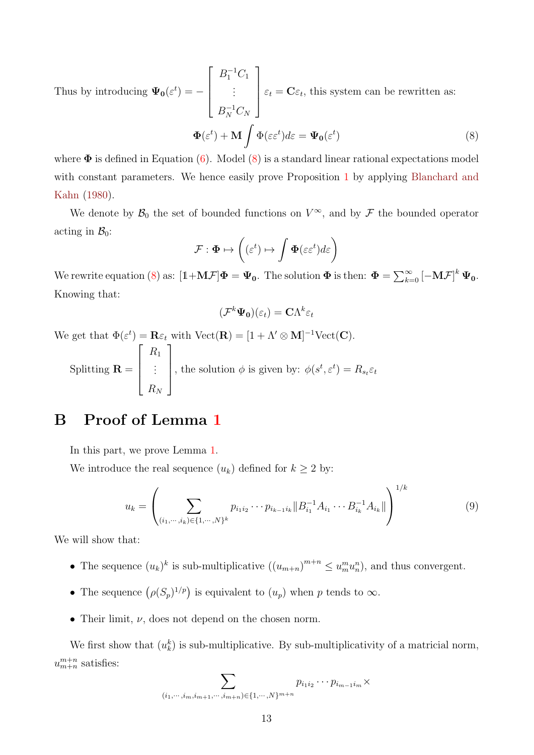Thus by introducing $\mathbf{\Psi_0}(\varepsilon^t) = -\begin{bmatrix} B_1^{-1}C_1 \\ \vdots \\ B_N^{-1}C_N \end{bmatrix} \varepsilon_t = \mathbf{C}\varepsilon_t$, this system can be rewritten as:

$$\mathbf{\Phi}(\varepsilon^t) + \mathbf{M} \int \Phi(\varepsilon\varepsilon^t)d\varepsilon = \mathbf{\Psi_0}(\varepsilon^t) \tag{8}$$

where $\mathbf{\Phi}$ is defined in Equation (6). Model (8) is a standard linear rational expectations model with constant parameters. We hence easily prove Proposition 1 by applying Blanchard and Kahn (1980).

We denote by $\mathcal{B}_0$ the set of bounded functions on $V^\infty$, and by $\mathcal{F}$ the bounded operator acting in $\mathcal{B}_0$:

$$\mathcal{F} : \mathbf{\Phi} \mapsto \left( (\varepsilon^t) \mapsto \int \mathbf{\Phi}(\varepsilon\varepsilon^t)d\varepsilon \right)$$

We rewrite equation (8) as: $[\mathbb{1}+\mathbf{M}\mathcal{F}]\mathbf{\Phi} = \mathbf{\Psi_0}$. The solution $\mathbf{\Phi}$ is then: $\mathbf{\Phi} = \sum_{k=0}^{\infty} [-\mathbf{M}\mathcal{F}]^k \, \mathbf{\Psi_0}$. Knowing that:

$$(\mathcal{F}^k\mathbf{\Psi_0})(\varepsilon_t) = \mathbf{C}\Lambda^k\varepsilon_t$$

We get that $\Phi(\varepsilon^t) = \mathbf{R}\varepsilon_t$ with $\text{Vect}(\mathbf{R}) = [1 + \Lambda' \otimes \mathbf{M}]^{-1}\text{Vect}(\mathbf{C})$.

Splitting $\mathbf{R} = \begin{bmatrix} R_1 \\ \vdots \\ R_N \end{bmatrix}$, the solution $\phi$ is given by: $\phi(s^t, \varepsilon^t) = R_{s_t}\varepsilon_t$

# B Proof of Lemma 1

In this part, we prove Lemma 1.

We introduce the real sequence $(u_k)$ defined for $k \geq 2$ by:

$$u_k = \left( \sum_{(i_1,\cdots,i_k)\in\{1,\cdots,N\}^k} p_{i_1 i_2}\cdots p_{i_{k-1}i_k} \|B_{i_1}^{-1}A_{i_1}\cdots B_{i_k}^{-1}A_{i_k}\| \right)^{1/k} \tag{9}$$

We will show that:

- The sequence $(u_k)^k$ is sub-multiplicative ($(u_{m+n})^{m+n} \leq u_m^m u_n^n$), and thus convergent.
- The sequence $\left(\rho(S_p)^{1/p}\right)$ is equivalent to $(u_p)$ when $p$ tends to $\infty$.
- Their limit, $\nu$, does not depend on the chosen norm.

We first show that $(u_k^k)$ is sub-multiplicative. By sub-multiplicativity of a matricial norm, $u_{m+n}^{m+n}$ satisfies:

$$\sum_{(i_1,\cdots,i_m,i_{m+1},\cdots,i_{m+n})\in\{1,\cdots,N\}^{m+n}} p_{i_1 i_2}\cdots p_{i_{m-1}i_m} \times$$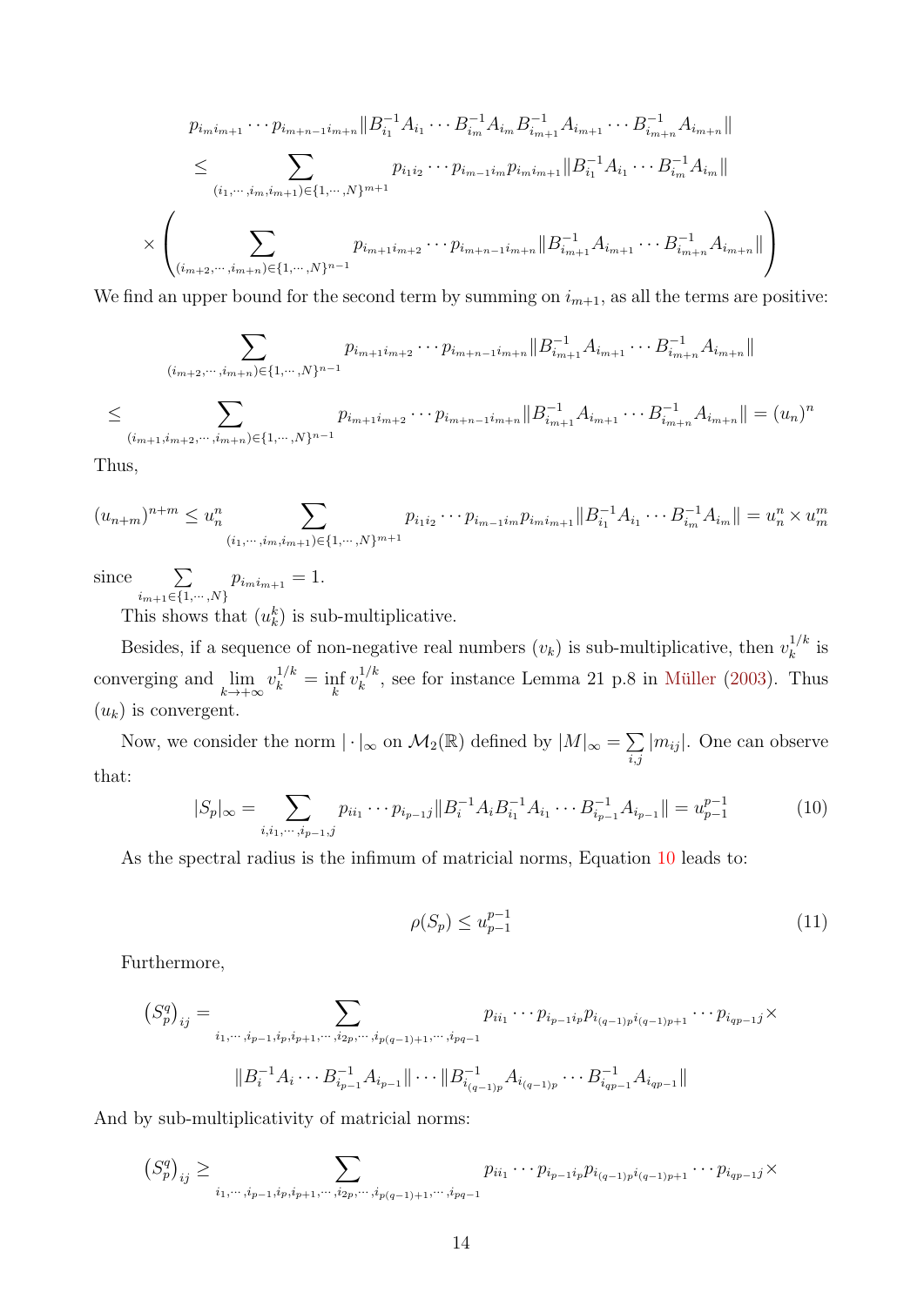$$
\begin{aligned}
& p_{i_m i_{m+1}} \cdots p_{i_{m+n-1} i_{m+n}} \| B_{i_1}^{-1} A_{i_1} \cdots B_{i_m}^{-1} A_{i_m} B_{i_{m+1}}^{-1} A_{i_{m+1}} \cdots B_{i_{m+n}}^{-1} A_{i_{m+n}} \| \\
& \leq \sum_{(i_1,\cdots,i_m,i_{m+1}) \in \{1,\cdots,N\}^{m+1}} p_{i_1 i_2} \cdots p_{i_{m-1} i_m} p_{i_m i_{m+1}} \| B_{i_1}^{-1} A_{i_1} \cdots B_{i_m}^{-1} A_{i_m} \| \\
& \times \left( \sum_{(i_{m+2},\cdots,i_{m+n}) \in \{1,\cdots,N\}^{n-1}} p_{i_{m+1} i_{m+2}} \cdots p_{i_{m+n-1} i_{m+n}} \| B_{i_{m+1}}^{-1} A_{i_{m+1}} \cdots B_{i_{m+n}}^{-1} A_{i_{m+n}} \| \right)
\end{aligned}
$$

We find an upper bound for the second term by summing on $i_{m+1}$, as all the terms are positive:

$$
\begin{aligned}
& \sum_{(i_{m+2},\cdots,i_{m+n}) \in \{1,\cdots,N\}^{n-1}} p_{i_{m+1} i_{m+2}} \cdots p_{i_{m+n-1} i_{m+n}} \| B_{i_{m+1}}^{-1} A_{i_{m+1}} \cdots B_{i_{m+n}}^{-1} A_{i_{m+n}} \| \\
& \leq \sum_{(i_{m+1},i_{m+2},\cdots,i_{m+n}) \in \{1,\cdots,N\}^{n-1}} p_{i_{m+1} i_{m+2}} \cdots p_{i_{m+n-1} i_{m+n}} \| B_{i_{m+1}}^{-1} A_{i_{m+1}} \cdots B_{i_{m+n}}^{-1} A_{i_{m+n}} \| = (u_n)^n
\end{aligned}
$$

Thus,

$$
(u_{n+m})^{n+m} \leq u_n^n \sum_{(i_1,\cdots,i_m,i_{m+1}) \in \{1,\cdots,N\}^{m+1}} p_{i_1 i_2} \cdots p_{i_{m-1} i_m} p_{i_m i_{m+1}} \| B_{i_1}^{-1} A_{i_1} \cdots B_{i_m}^{-1} A_{i_m} \| = u_n^n \times u_m^m
$$

since $\sum_{i_{m+1} \in \{1,\cdots,N\}} p_{i_m i_{m+1}} = 1$.

This shows that $(u_k^k)$ is sub-multiplicative.

Besides, if a sequence of non-negative real numbers $(v_k)$ is sub-multiplicative, then $v_k^{1/k}$ is converging and $\lim_{k \to +\infty} v_k^{1/k} = \inf_k v_k^{1/k}$, see for instance Lemma 21 p.8 in Müller (2003). Thus $(u_k)$ is convergent.

Now, we consider the norm $|\cdot|_\infty$ on $\mathcal{M}_2(\mathbb{R})$ defined by $|M|_\infty = \sum_{i,j} |m_{ij}|$. One can observe that:

$$
|S_p|_\infty = \sum_{i,i_1,\cdots,i_{p-1},j} p_{ii_1} \cdots p_{i_{p-1}j} \| B_i^{-1} A_i B_{i_1}^{-1} A_{i_1} \cdots B_{i_{p-1}}^{-1} A_{i_{p-1}} \| = u_{p-1}^{p-1} \tag{10}
$$

As the spectral radius is the infimum of matricial norms, Equation 10 leads to:

$$
\rho(S_p) \leq u_{p-1}^{p-1} \tag{11}
$$

Furthermore,

$$
\begin{aligned}
\left(S_p^q\right)_{ij} = & \sum_{i_1,\cdots,i_{p-1},i_p,i_{p+1},\cdots,i_{2p},\cdots,i_{p(q-1)+1},\cdots,i_{pq-1}} p_{ii_1} \cdots p_{i_{p-1} i_p} p_{i_{(q-1)p} i_{(q-1)p+1}} \cdots p_{i_{qp-1} j} \times \\
& \| B_i^{-1} A_i \cdots B_{i_{p-1}}^{-1} A_{i_{p-1}} \| \cdots \| B_{i_{(q-1)p}}^{-1} A_{i_{(q-1)p}} \cdots B_{i_{qp-1}}^{-1} A_{i_{qp-1}} \|
\end{aligned}
$$

And by sub-multiplicativity of matricial norms:

$$
\left(S_p^q\right)_{ij} \geq \sum_{i_1,\cdots,i_{p-1},i_p,i_{p+1},\cdots,i_{2p},\cdots,i_{p(q-1)+1},\cdots,i_{pq-1}} p_{ii_1} \cdots p_{i_{p-1} i_p} p_{i_{(q-1)p} i_{(q-1)p+1}} \cdots p_{i_{qp-1} j} \times
$$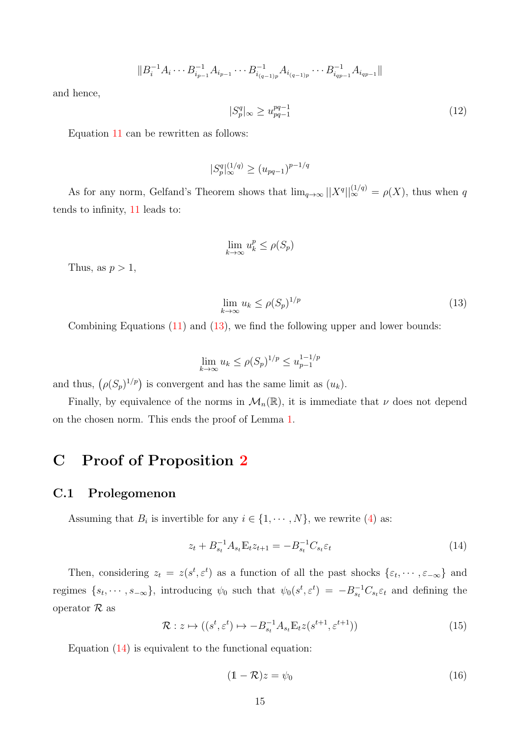$$\|B_i^{-1}A_i \cdots B_{i_{p-1}}^{-1}A_{i_{p-1}} \cdots B_{i_{(q-1)p}}^{-1}A_{i_{(q-1)p}} \cdots B_{i_{qp-1}}^{-1}A_{i_{qp-1}}\|$$

and hence,

$$|S_p^q|_\infty \geq u_{pq-1}^{pq-1} \tag{12}$$

Equation 11 can be rewritten as follows:

$$|S_p^q|_\infty^{(1/q)} \geq (u_{pq-1})^{p-1/q}$$

As for any norm, Gelfand's Theorem shows that $\lim_{q\to\infty} ||X^q||_\infty^{(1/q)} = \rho(X)$, thus when $q$ tends to infinity, 11 leads to:

$$\lim_{k\to\infty} u_k^p \leq \rho(S_p)$$

Thus, as $p > 1$,

$$\lim_{k\to\infty} u_k \leq \rho(S_p)^{1/p} \tag{13}$$

Combining Equations (11) and (13), we find the following upper and lower bounds:

$$\lim_{k\to\infty} u_k \leq \rho(S_p)^{1/p} \leq u_{p-1}^{1-1/p}$$

and thus, $\left(\rho(S_p)^{1/p}\right)$ is convergent and has the same limit as $(u_k)$.

Finally, by equivalence of the norms in $\mathcal{M}_n(\mathbb{R})$, it is immediate that $\nu$ does not depend on the chosen norm. This ends the proof of Lemma 1.

# C Proof of Proposition 2

## C.1 Prolegomenon

Assuming that $B_i$ is invertible for any $i \in \{1, \cdots, N\}$, we rewrite (4) as:

$$z_t + B_{s_t}^{-1}A_{s_t}\mathbb{E}_t z_{t+1} = -B_{s_t}^{-1}C_{s_t}\varepsilon_t \tag{14}$$

Then, considering $z_t = z(s^t, \varepsilon^t)$ as a function of all the past shocks $\{\varepsilon_t, \cdots, \varepsilon_{-\infty}\}$ and regimes $\{s_t, \cdots, s_{-\infty}\}$, introducing $\psi_0$ such that $\psi_0(s^t, \varepsilon^t) = -B_{s_t}^{-1}C_{s_t}\varepsilon_t$ and defining the operator $\mathcal{R}$ as

$$\mathcal{R} : z \mapsto ((s^t, \varepsilon^t) \mapsto -B_{s_t}^{-1}A_{s_t}\mathbb{E}_t z(s^{t+1}, \varepsilon^{t+1})) \tag{15}$$

Equation (14) is equivalent to the functional equation:

$$(\mathbb{1} - \mathcal{R})z = \psi_0 \tag{16}$$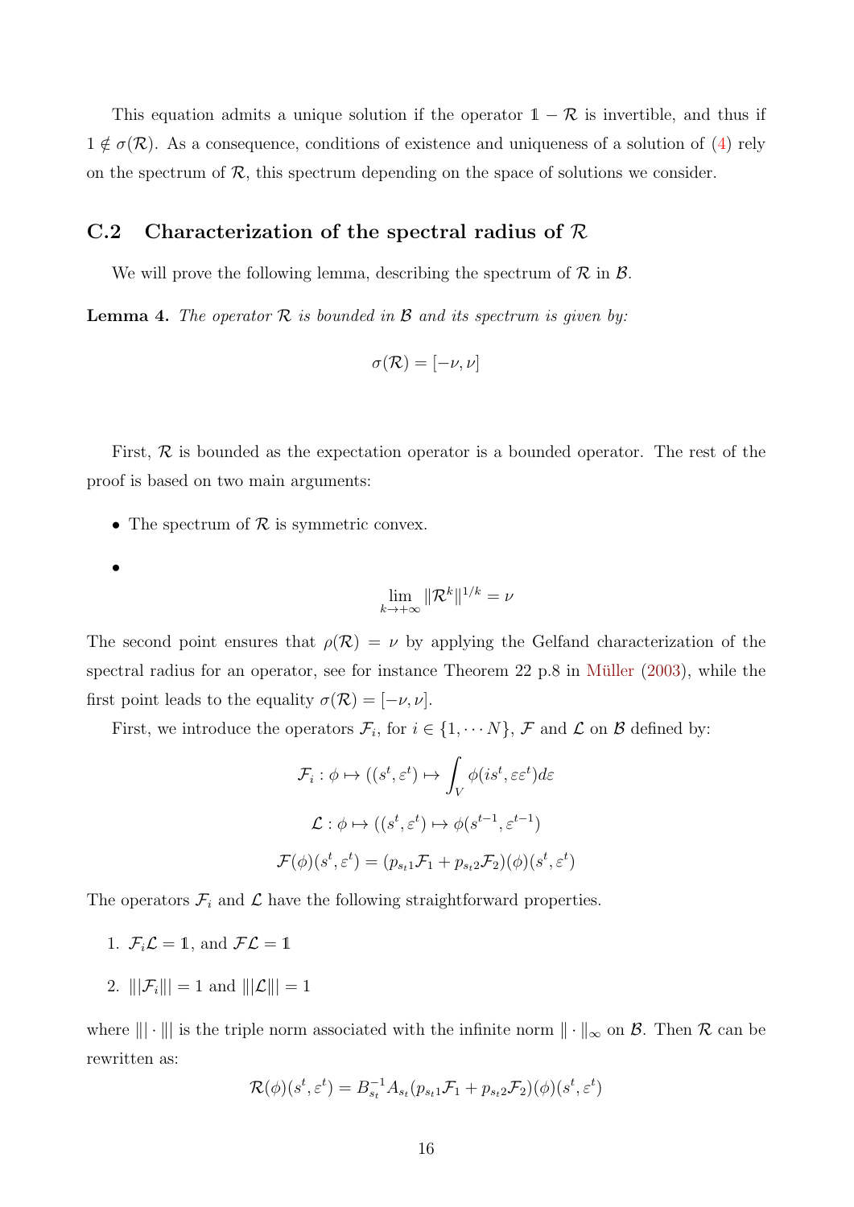This equation admits a unique solution if the operator $\mathbb{1} - \mathcal{R}$ is invertible, and thus if $1 \notin \sigma(\mathcal{R})$. As a consequence, conditions of existence and uniqueness of a solution of (4) rely on the spectrum of $\mathcal{R}$, this spectrum depending on the space of solutions we consider.

## C.2 Characterization of the spectral radius of $\mathcal{R}$

We will prove the following lemma, describing the spectrum of $\mathcal{R}$ in $\mathcal{B}$.

**Lemma 4.** *The operator $\mathcal{R}$ is bounded in $\mathcal{B}$ and its spectrum is given by:*

$$\sigma(\mathcal{R}) = [-\nu, \nu]$$

First, $\mathcal{R}$ is bounded as the expectation operator is a bounded operator. The rest of the proof is based on two main arguments:

- The spectrum of $\mathcal{R}$ is symmetric convex.
- $$\lim_{k \to +\infty} \|\mathcal{R}^k\|^{1/k} = \nu$$

The second point ensures that $\rho(\mathcal{R}) = \nu$ by applying the Gelfand characterization of the spectral radius for an operator, see for instance Theorem 22 p.8 in Müller (2003), while the first point leads to the equality $\sigma(\mathcal{R}) = [-\nu, \nu]$.

First, we introduce the operators $\mathcal{F}_i$, for $i \in \{1, \cdots N\}$, $\mathcal{F}$ and $\mathcal{L}$ on $\mathcal{B}$ defined by:

$$\mathcal{F}_i : \phi \mapsto ((s^t, \varepsilon^t) \mapsto \int_V \phi(is^t, \varepsilon\varepsilon^t) d\varepsilon$$

$$\mathcal{L} : \phi \mapsto ((s^t, \varepsilon^t) \mapsto \phi(s^{t-1}, \varepsilon^{t-1})$$

$$\mathcal{F}(\phi)(s^t, \varepsilon^t) = (p_{s_t 1}\mathcal{F}_1 + p_{s_t 2}\mathcal{F}_2)(\phi)(s^t, \varepsilon^t)$$

The operators $\mathcal{F}_i$ and $\mathcal{L}$ have the following straightforward properties.

1. $\mathcal{F}_i \mathcal{L} = \mathbb{1}$, and $\mathcal{F}\mathcal{L} = \mathbb{1}$
2. $|||\mathcal{F}_i||| = 1$ and $|||\mathcal{L}||| = 1$

where $|||\cdot|||$ is the triple norm associated with the infinite norm $\|\cdot\|_\infty$ on $\mathcal{B}$. Then $\mathcal{R}$ can be rewritten as:

$$\mathcal{R}(\phi)(s^t, \varepsilon^t) = B_{s_t}^{-1} A_{s_t} (p_{s_t 1}\mathcal{F}_1 + p_{s_t 2}\mathcal{F}_2)(\phi)(s^t, \varepsilon^t)$$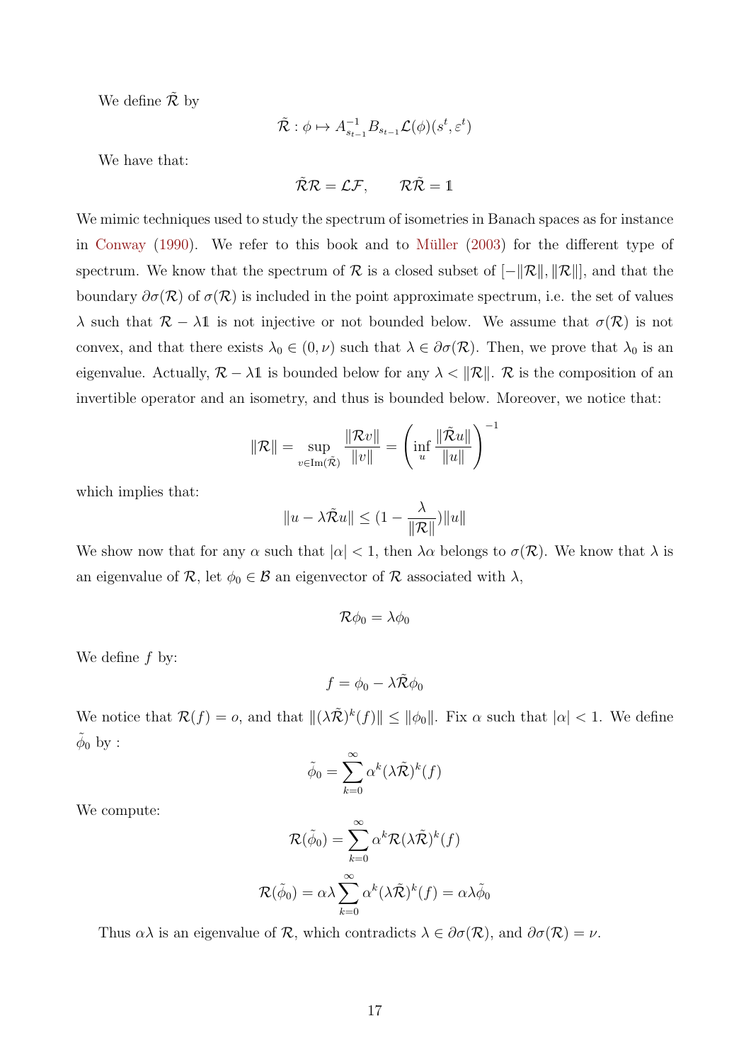We define $\tilde{\mathcal{R}}$ by

$$\tilde{\mathcal{R}} : \phi \mapsto A_{s_{t-1}}^{-1} B_{s_{t-1}} \mathcal{L}(\phi)(s^t, \varepsilon^t)$$

We have that:

$$\tilde{\mathcal{R}}\mathcal{R} = \mathcal{L}\mathcal{F}, \qquad \mathcal{R}\tilde{\mathcal{R}} = \mathbb{1}$$

We mimic techniques used to study the spectrum of isometries in Banach spaces as for instance in Conway (1990). We refer to this book and to Müller (2003) for the different type of spectrum. We know that the spectrum of $\mathcal{R}$ is a closed subset of $[-\|\mathcal{R}\|, \|\mathcal{R}\|]$, and that the boundary $\partial\sigma(\mathcal{R})$ of $\sigma(\mathcal{R})$ is included in the point approximate spectrum, i.e. the set of values $\lambda$ such that $\mathcal{R} - \lambda\mathbb{1}$ is not injective or not bounded below. We assume that $\sigma(\mathcal{R})$ is not convex, and that there exists $\lambda_0 \in (0, \nu)$ such that $\lambda \in \partial\sigma(\mathcal{R})$. Then, we prove that $\lambda_0$ is an eigenvalue. Actually, $\mathcal{R} - \lambda\mathbb{1}$ is bounded below for any $\lambda < \|\mathcal{R}\|$. $\mathcal{R}$ is the composition of an invertible operator and an isometry, and thus is bounded below. Moreover, we notice that:

$$\|\mathcal{R}\| = \sup_{v \in \mathrm{Im}(\tilde{\mathcal{R}})} \frac{\|\mathcal{R}v\|}{\|v\|} = \left( \inf_u \frac{\|\tilde{\mathcal{R}}u\|}{\|u\|} \right)^{-1}$$

which implies that:

$$\|u - \lambda\tilde{\mathcal{R}}u\| \leq (1 - \frac{\lambda}{\|\mathcal{R}\|})\|u\|$$

We show now that for any $\alpha$ such that $|\alpha| < 1$, then $\lambda\alpha$ belongs to $\sigma(\mathcal{R})$. We know that $\lambda$ is an eigenvalue of $\mathcal{R}$, let $\phi_0 \in \mathcal{B}$ an eigenvector of $\mathcal{R}$ associated with $\lambda$,

$$\mathcal{R}\phi_0 = \lambda\phi_0$$

We define $f$ by:

$$f = \phi_0 - \lambda\tilde{\mathcal{R}}\phi_0$$

We notice that $\mathcal{R}(f) = o$, and that $\|(\lambda\tilde{\mathcal{R}})^k(f)\| \leq \|\phi_0\|$. Fix $\alpha$ such that $|\alpha| < 1$. We define $\tilde{\phi}_0$ by :

$$\tilde{\phi}_0 = \sum_{k=0}^{\infty} \alpha^k (\lambda\tilde{\mathcal{R}})^k(f)$$

We compute:

$$\mathcal{R}(\tilde{\phi}_0) = \sum_{k=0}^{\infty} \alpha^k \mathcal{R}(\lambda\tilde{\mathcal{R}})^k(f)$$

$$\mathcal{R}(\tilde{\phi}_0) = \alpha\lambda \sum_{k=0}^{\infty} \alpha^k (\lambda\tilde{\mathcal{R}})^k(f) = \alpha\lambda\tilde{\phi}_0$$

Thus $\alpha\lambda$ is an eigenvalue of $\mathcal{R}$, which contradicts $\lambda \in \partial\sigma(\mathcal{R})$, and $\partial\sigma(\mathcal{R}) = \nu$.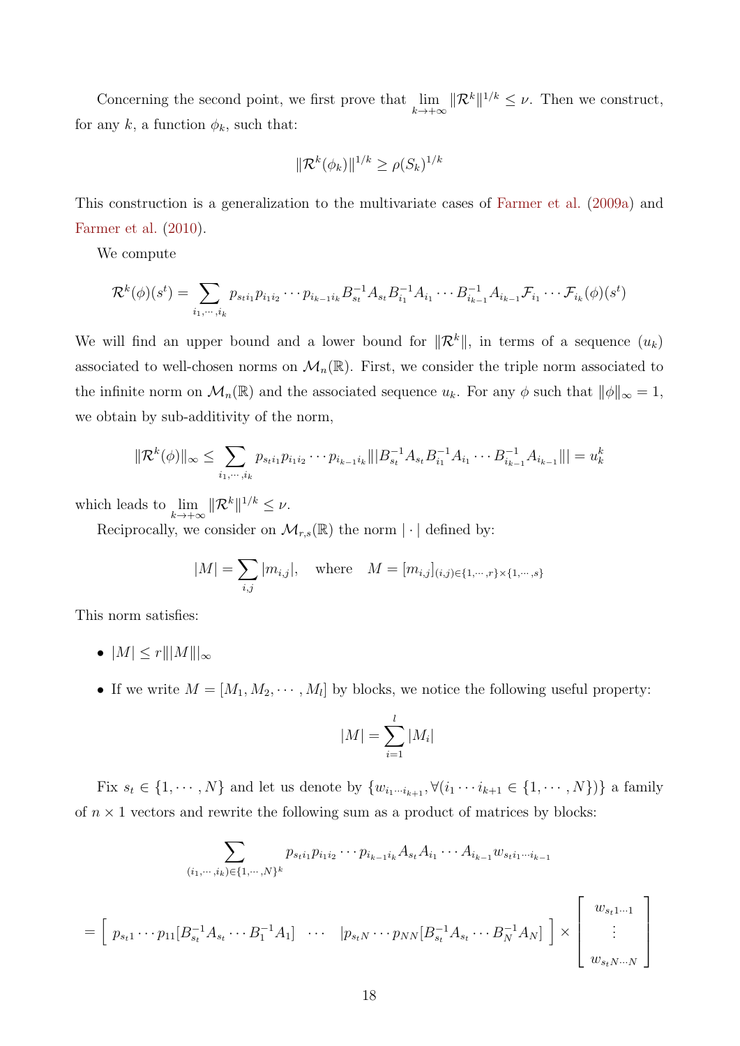Concerning the second point, we first prove that $\lim_{k\to+\infty} \|\mathcal{R}^k\|^{1/k} \leq \nu$. Then we construct, for any $k$, a function $\phi_k$, such that:

$$\|\mathcal{R}^k(\phi_k)\|^{1/k} \geq \rho(S_k)^{1/k}$$

This construction is a generalization to the multivariate cases of Farmer et al. (2009a) and Farmer et al. (2010).

We compute

$$\mathcal{R}^k(\phi)(s^t) = \sum_{i_1,\cdots,i_k} p_{s_t i_1} p_{i_1 i_2} \cdots p_{i_{k-1} i_k} B_{s_t}^{-1} A_{s_t} B_{i_1}^{-1} A_{i_1} \cdots B_{i_{k-1}}^{-1} A_{i_{k-1}} \mathcal{F}_{i_1} \cdots \mathcal{F}_{i_k}(\phi)(s^t)$$

We will find an upper bound and a lower bound for $\|\mathcal{R}^k\|$, in terms of a sequence $(u_k)$ associated to well-chosen norms on $\mathcal{M}_n(\mathbb{R})$. First, we consider the triple norm associated to the infinite norm on $\mathcal{M}_n(\mathbb{R})$ and the associated sequence $u_k$. For any $\phi$ such that $\|\phi\|_\infty = 1$, we obtain by sub-additivity of the norm,

$$\|\mathcal{R}^k(\phi)\|_\infty \leq \sum_{i_1,\cdots,i_k} p_{s_t i_1} p_{i_1 i_2} \cdots p_{i_{k-1} i_k} |||B_{s_t}^{-1} A_{s_t} B_{i_1}^{-1} A_{i_1} \cdots B_{i_{k-1}}^{-1} A_{i_{k-1}}||| = u_k^k$$

which leads to $\lim_{k\to+\infty} \|\mathcal{R}^k\|^{1/k} \leq \nu$.

Reciprocally, we consider on $\mathcal{M}_{r,s}(\mathbb{R})$ the norm $|\cdot|$ defined by:

$$|M| = \sum_{i,j} |m_{i,j}|, \quad \text{where} \quad M = [m_{i,j}]_{(i,j)\in\{1,\cdots,r\}\times\{1,\cdots,s\}}$$

This norm satisfies:

- $|M| \leq r|||M|||_\infty$
- If we write $M = [M_1, M_2, \cdots, M_l]$ by blocks, we notice the following useful property:

$$|M| = \sum_{i=1}^{l} |M_i|$$

Fix $s_t \in \{1, \cdots, N\}$ and let us denote by $\{w_{i_1\cdots i_{k+1}}, \forall (i_1 \cdots i_{k+1} \in \{1, \cdots, N\})\}$ a family of $n \times 1$ vectors and rewrite the following sum as a product of matrices by blocks:

$$\sum_{(i_1,\cdots,i_k)\in\{1,\cdots,N\}^k} p_{s_t i_1} p_{i_1 i_2} \cdots p_{i_{k-1} i_k} A_{s_t} A_{i_1} \cdots A_{i_{k-1}} w_{s_t i_1 \cdots i_{k-1}}$$

$$= \begin{bmatrix} p_{s_t 1} \cdots p_{11} [B_{s_t}^{-1} A_{s_t} \cdots B_1^{-1} A_1] & \cdots & |p_{s_t N} \cdots p_{NN} [B_{s_t}^{-1} A_{s_t} \cdots B_N^{-1} A_N] \end{bmatrix} \times \begin{bmatrix} w_{s_t 1 \cdots 1} \\ \vdots \\ w_{s_t N \cdots N} \end{bmatrix}$$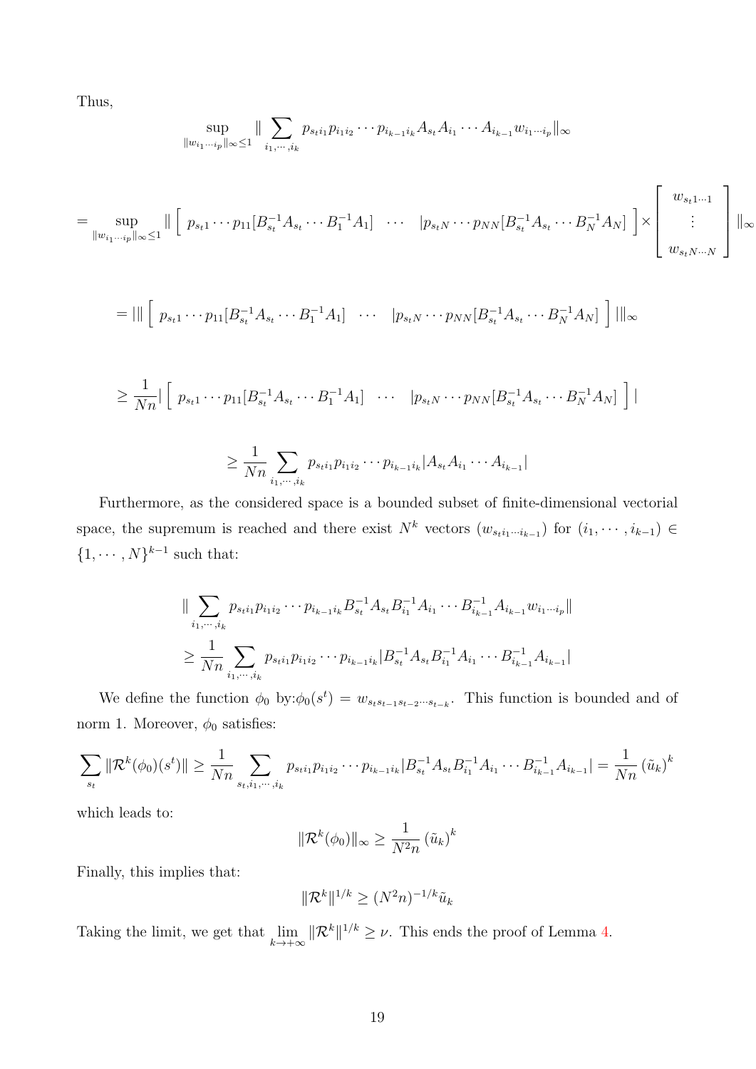Thus,

$$\sup_{\|w_{i_1\cdots i_p}\|_\infty \leq 1} \| \sum_{i_1,\cdots,i_k} p_{s_t i_1} p_{i_1 i_2} \cdots p_{i_{k-1} i_k} A_{s_t} A_{i_1} \cdots A_{i_{k-1}} w_{i_1 \cdots i_p} \|_\infty$$

$$= \sup_{\|w_{i_1\cdots i_p}\|_\infty \leq 1} \| \left[ \begin{array}{ccc} p_{s_t 1} \cdots p_{11} [B_{s_t}^{-1} A_{s_t} \cdots B_1^{-1} A_1] & \cdots & | p_{s_t N} \cdots p_{NN} [B_{s_t}^{-1} A_{s_t} \cdots B_N^{-1} A_N] \end{array} \right] \times \left[ \begin{array}{c} w_{s_t 1 \cdots 1} \\ \vdots \\ w_{s_t N \cdots N} \end{array} \right] \|_\infty$$

$$= ||| \left[ \begin{array}{ccc} p_{s_t 1} \cdots p_{11} [B_{s_t}^{-1} A_{s_t} \cdots B_1^{-1} A_1] & \cdots & | p_{s_t N} \cdots p_{NN} [B_{s_t}^{-1} A_{s_t} \cdots B_N^{-1} A_N] \end{array} \right] |||_\infty$$

$$\geq \frac{1}{Nn} | \left[ \begin{array}{ccc} p_{s_t 1} \cdots p_{11} [B_{s_t}^{-1} A_{s_t} \cdots B_1^{-1} A_1] & \cdots & | p_{s_t N} \cdots p_{NN} [B_{s_t}^{-1} A_{s_t} \cdots B_N^{-1} A_N] \end{array} \right] |$$

$$\geq \frac{1}{Nn} \sum_{i_1,\cdots,i_k} p_{s_t i_1} p_{i_1 i_2} \cdots p_{i_{k-1} i_k} | A_{s_t} A_{i_1} \cdots A_{i_{k-1}} |$$

Furthermore, as the considered space is a bounded subset of finite-dimensional vectorial space, the supremum is reached and there exist $N^k$ vectors $(w_{s_t i_1 \cdots i_{k-1}})$ for $(i_1, \cdots, i_{k-1}) \in \{1, \cdots, N\}^{k-1}$ such that:

$$\| \sum_{i_1,\cdots,i_k} p_{s_t i_1} p_{i_1 i_2} \cdots p_{i_{k-1} i_k} B_{s_t}^{-1} A_{s_t} B_{i_1}^{-1} A_{i_1} \cdots B_{i_{k-1}}^{-1} A_{i_{k-1}} w_{i_1 \cdots i_p} \|$$
$$\geq \frac{1}{Nn} \sum_{i_1,\cdots,i_k} p_{s_t i_1} p_{i_1 i_2} \cdots p_{i_{k-1} i_k} | B_{s_t}^{-1} A_{s_t} B_{i_1}^{-1} A_{i_1} \cdots B_{i_{k-1}}^{-1} A_{i_{k-1}} |$$

We define the function $\phi_0$ by:$\phi_0(s^t) = w_{s_t s_{t-1} s_{t-2} \cdots s_{t-k}}$. This function is bounded and of norm 1. Moreover, $\phi_0$ satisfies:

$$\sum_{s_t} \| \mathcal{R}^k(\phi_0)(s^t) \| \geq \frac{1}{Nn} \sum_{s_t, i_1,\cdots,i_k} p_{s_t i_1} p_{i_1 i_2} \cdots p_{i_{k-1} i_k} | B_{s_t}^{-1} A_{s_t} B_{i_1}^{-1} A_{i_1} \cdots B_{i_{k-1}}^{-1} A_{i_{k-1}} | = \frac{1}{Nn} \left( \tilde{u}_k \right)^k$$

which leads to:

$$\| \mathcal{R}^k(\phi_0) \|_\infty \geq \frac{1}{N^2 n} \left( \tilde{u}_k \right)^k$$

Finally, this implies that:

$$\| \mathcal{R}^k \|^{1/k} \geq (N^2 n)^{-1/k} \tilde{u}_k$$

Taking the limit, we get that $\lim_{k \to +\infty} \| \mathcal{R}^k \|^{1/k} \geq \nu$. This ends the proof of Lemma 4.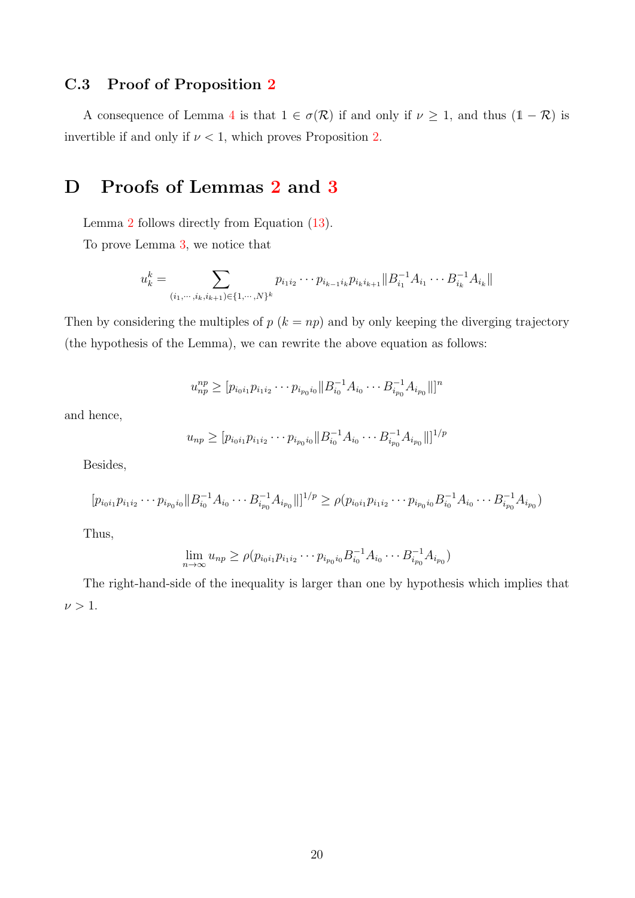### C.3 Proof of Proposition 2

A consequence of Lemma 4 is that $1 \in \sigma(\mathcal{R})$ if and only if $\nu \geq 1$, and thus $(\mathbb{1} - \mathcal{R})$ is invertible if and only if $\nu < 1$, which proves Proposition 2.

# D Proofs of Lemmas 2 and 3

Lemma 2 follows directly from Equation (13).

To prove Lemma 3, we notice that

$$u_k^k = \sum_{(i_1,\cdots,i_k,i_{k+1})\in\{1,\cdots,N\}^k} p_{i_1 i_2}\cdots p_{i_{k-1}i_k} p_{i_k i_{k+1}} \|B_{i_1}^{-1} A_{i_1} \cdots B_{i_k}^{-1} A_{i_k}\|$$

Then by considering the multiples of $p$ ($k = np$) and by only keeping the diverging trajectory (the hypothesis of the Lemma), we can rewrite the above equation as follows:

$$u_{np}^{np} \geq [p_{i_0 i_1} p_{i_1 i_2} \cdots p_{i_{p_0} i_0} \|B_{i_0}^{-1} A_{i_0} \cdots B_{i_{p_0}}^{-1} A_{i_{p_0}}\|]^n$$

and hence,

$$u_{np} \geq [p_{i_0 i_1} p_{i_1 i_2} \cdots p_{i_{p_0} i_0} \|B_{i_0}^{-1} A_{i_0} \cdots B_{i_{p_0}}^{-1} A_{i_{p_0}}\|]^{1/p}$$

Besides,

$$[p_{i_0 i_1} p_{i_1 i_2} \cdots p_{i_{p_0} i_0} \|B_{i_0}^{-1} A_{i_0} \cdots B_{i_{p_0}}^{-1} A_{i_{p_0}}\|]^{1/p} \geq \rho(p_{i_0 i_1} p_{i_1 i_2} \cdots p_{i_{p_0} i_0} B_{i_0}^{-1} A_{i_0} \cdots B_{i_{p_0}}^{-1} A_{i_{p_0}})$$

Thus,

$$\lim_{n\to\infty} u_{np} \geq \rho(p_{i_0 i_1} p_{i_1 i_2} \cdots p_{i_{p_0} i_0} B_{i_0}^{-1} A_{i_0} \cdots B_{i_{p_0}}^{-1} A_{i_{p_0}})$$

The right-hand-side of the inequality is larger than one by hypothesis which implies that $\nu > 1$.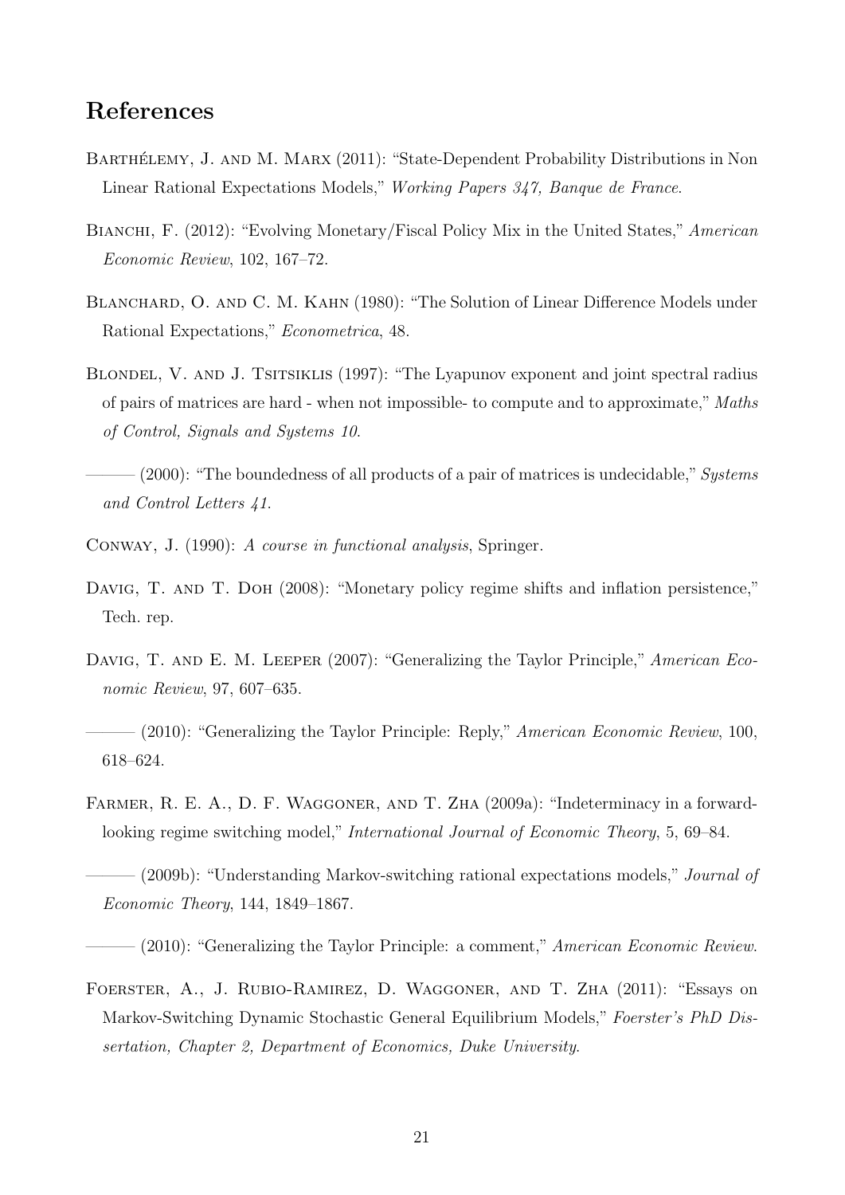## References

Barthélemy, J. and M. Marx (2011): "State-Dependent Probability Distributions in Non Linear Rational Expectations Models," *Working Papers 347, Banque de France*.

Bianchi, F. (2012): "Evolving Monetary/Fiscal Policy Mix in the United States," *American Economic Review*, 102, 167–72.

Blanchard, O. and C. M. Kahn (1980): "The Solution of Linear Difference Models under Rational Expectations," *Econometrica*, 48.

Blondel, V. and J. Tsitsiklis (1997): "The Lyapunov exponent and joint spectral radius of pairs of matrices are hard - when not impossible- to compute and to approximate," *Maths of Control, Signals and Systems 10*.

——— (2000): "The boundedness of all products of a pair of matrices is undecidable," *Systems and Control Letters 41*.

Conway, J. (1990): *A course in functional analysis*, Springer.

Davig, T. and T. Doh (2008): "Monetary policy regime shifts and inflation persistence," Tech. rep.

Davig, T. and E. M. Leeper (2007): "Generalizing the Taylor Principle," *American Economic Review*, 97, 607–635.

——— (2010): "Generalizing the Taylor Principle: Reply," *American Economic Review*, 100, 618–624.

Farmer, R. E. A., D. F. Waggoner, and T. Zha (2009a): "Indeterminacy in a forward-looking regime switching model," *International Journal of Economic Theory*, 5, 69–84.

——— (2009b): "Understanding Markov-switching rational expectations models," *Journal of Economic Theory*, 144, 1849–1867.

——— (2010): "Generalizing the Taylor Principle: a comment," *American Economic Review*.

Foerster, A., J. Rubio-Ramirez, D. Waggoner, and T. Zha (2011): "Essays on Markov-Switching Dynamic Stochastic General Equilibrium Models," *Foerster's PhD Dissertation, Chapter 2, Department of Economics, Duke University*.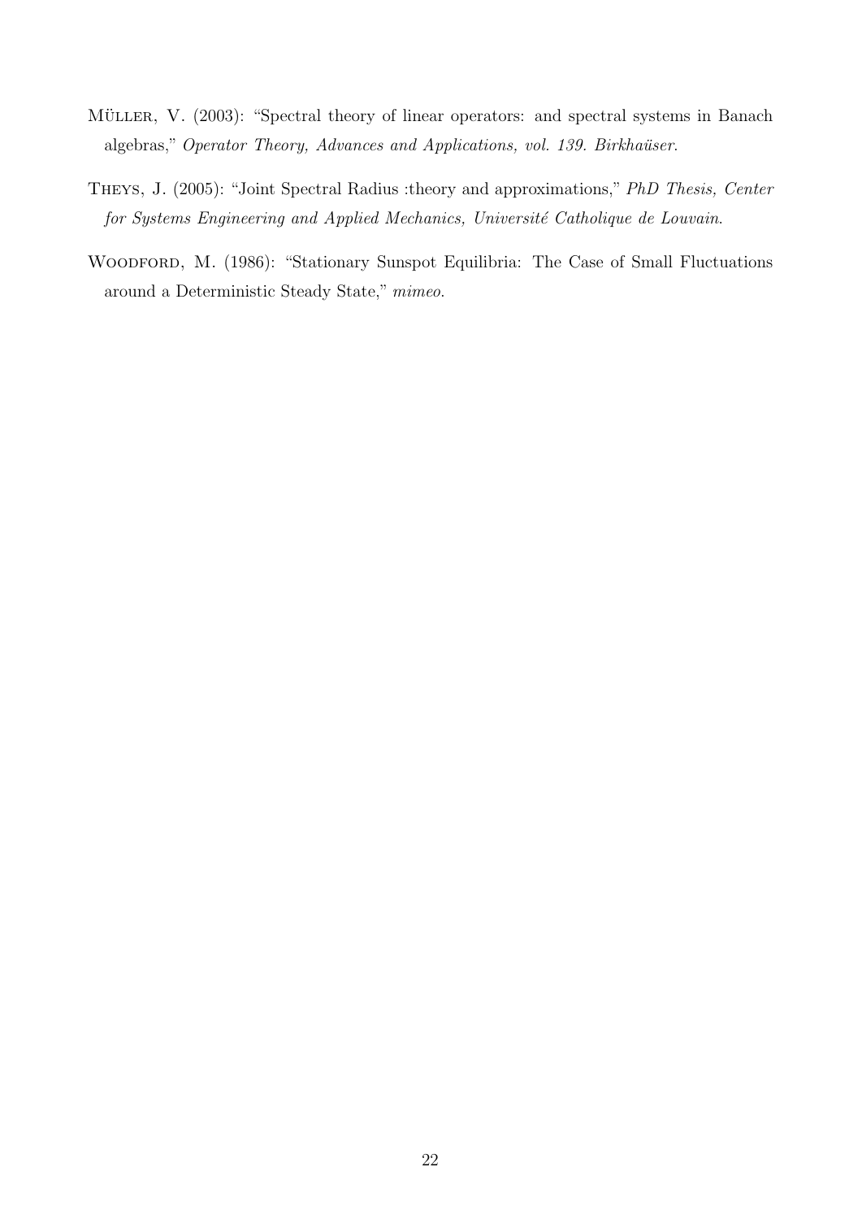Müller, V. (2003): "Spectral theory of linear operators: and spectral systems in Banach algebras," *Operator Theory, Advances and Applications, vol. 139. Birkhaüser*.

Theys, J. (2005): "Joint Spectral Radius :theory and approximations," *PhD Thesis, Center for Systems Engineering and Applied Mechanics, Université Catholique de Louvain*.

Woodford, M. (1986): "Stationary Sunspot Equilibria: The Case of Small Fluctuations around a Deterministic Steady State," *mimeo*.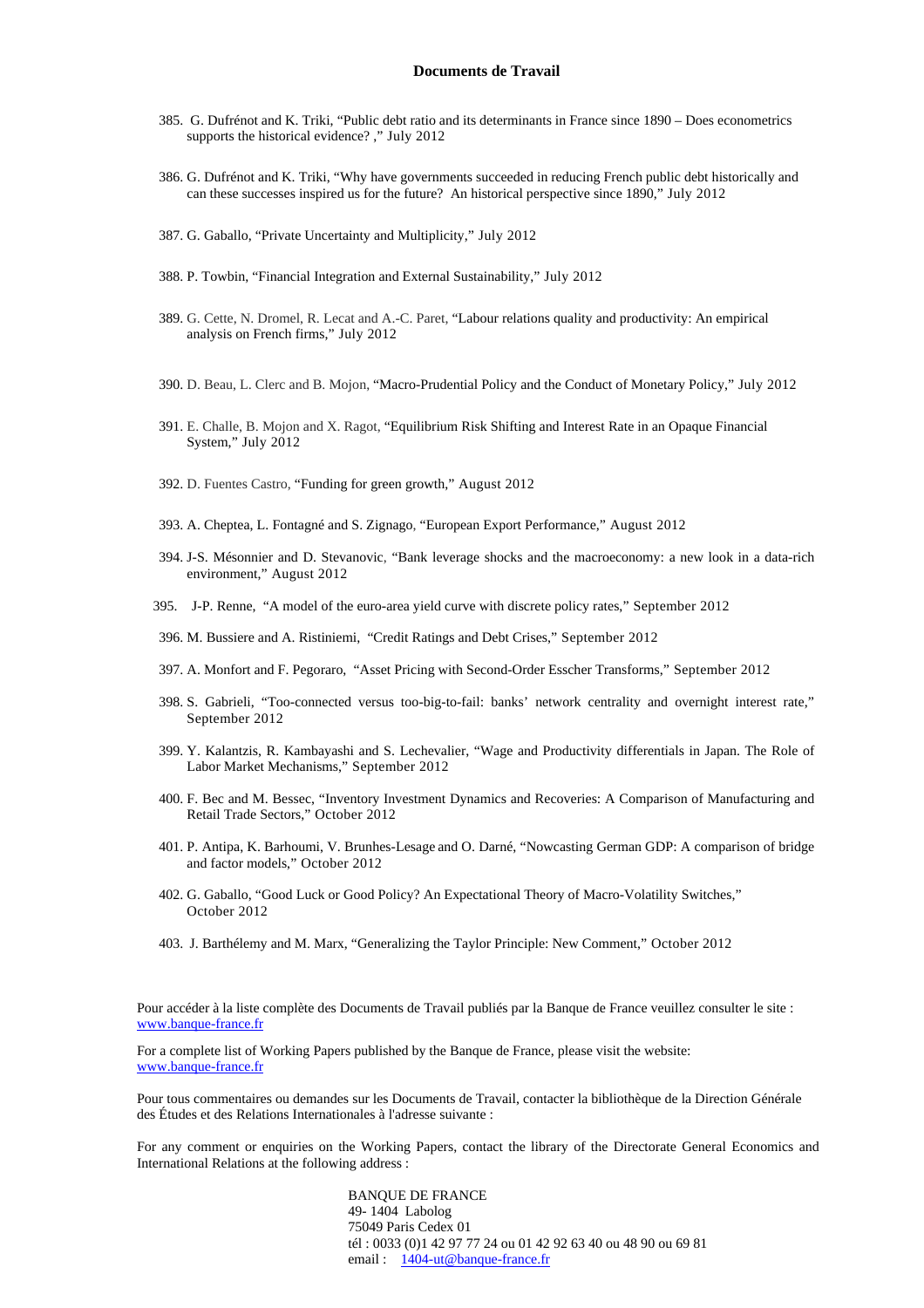## Documents de Travail

385. G. Dufrénot and K. Triki, "Public debt ratio and its determinants in France since 1890 – Does econometrics supports the historical evidence? ," July 2012

386. G. Dufrénot and K. Triki, "Why have governments succeeded in reducing French public debt historically and can these successes inspired us for the future? An historical perspective since 1890," July 2012

387. G. Gaballo, "Private Uncertainty and Multiplicity," July 2012

388. P. Towbin, "Financial Integration and External Sustainability," July 2012

389. G. Cette, N. Dromel, R. Lecat and A.-C. Paret, "Labour relations quality and productivity: An empirical analysis on French firms," July 2012

390. D. Beau, L. Clerc and B. Mojon, "Macro-Prudential Policy and the Conduct of Monetary Policy," July 2012

391. E. Challe, B. Mojon and X. Ragot, "Equilibrium Risk Shifting and Interest Rate in an Opaque Financial System," July 2012

392. D. Fuentes Castro, "Funding for green growth," August 2012

393. A. Cheptea, L. Fontagné and S. Zignago, "European Export Performance," August 2012

394. J-S. Mésonnier and D. Stevanovic, "Bank leverage shocks and the macroeconomy: a new look in a data-rich environment," August 2012

395. J-P. Renne, "A model of the euro-area yield curve with discrete policy rates," September 2012

396. M. Bussiere and A. Ristiniemi, "Credit Ratings and Debt Crises," September 2012

397. A. Monfort and F. Pegoraro, "Asset Pricing with Second-Order Esscher Transforms," September 2012

398. S. Gabrieli, "Too-connected versus too-big-to-fail: banks' network centrality and overnight interest rate," September 2012

399. Y. Kalantzis, R. Kambayashi and S. Lechevalier, "Wage and Productivity differentials in Japan. The Role of Labor Market Mechanisms," September 2012

400. F. Bec and M. Bessec, "Inventory Investment Dynamics and Recoveries: A Comparison of Manufacturing and Retail Trade Sectors," October 2012

401. P. Antipa, K. Barhoumi, V. Brunhes-Lesage and O. Darné, "Nowcasting German GDP: A comparison of bridge and factor models," October 2012

402. G. Gaballo, "Good Luck or Good Policy? An Expectational Theory of Macro-Volatility Switches," October 2012

403. J. Barthélemy and M. Marx, "Generalizing the Taylor Principle: New Comment," October 2012

Pour accéder à la liste complète des Documents de Travail publiés par la Banque de France veuillez consulter le site : www.banque-france.fr

For a complete list of Working Papers published by the Banque de France, please visit the website: www.banque-france.fr

Pour tous commentaires ou demandes sur les Documents de Travail, contacter la bibliothèque de la Direction Générale des Études et des Relations Internationales à l'adresse suivante :

For any comment or enquiries on the Working Papers, contact the library of the Directorate General Economics and International Relations at the following address :

BANQUE DE FRANCE
49- 1404 Labolog
75049 Paris Cedex 01
tél : 0033 (0)1 42 97 77 24 ou 01 42 92 63 40 ou 48 90 ou 69 81
email : 1404-ut@banque-france.fr